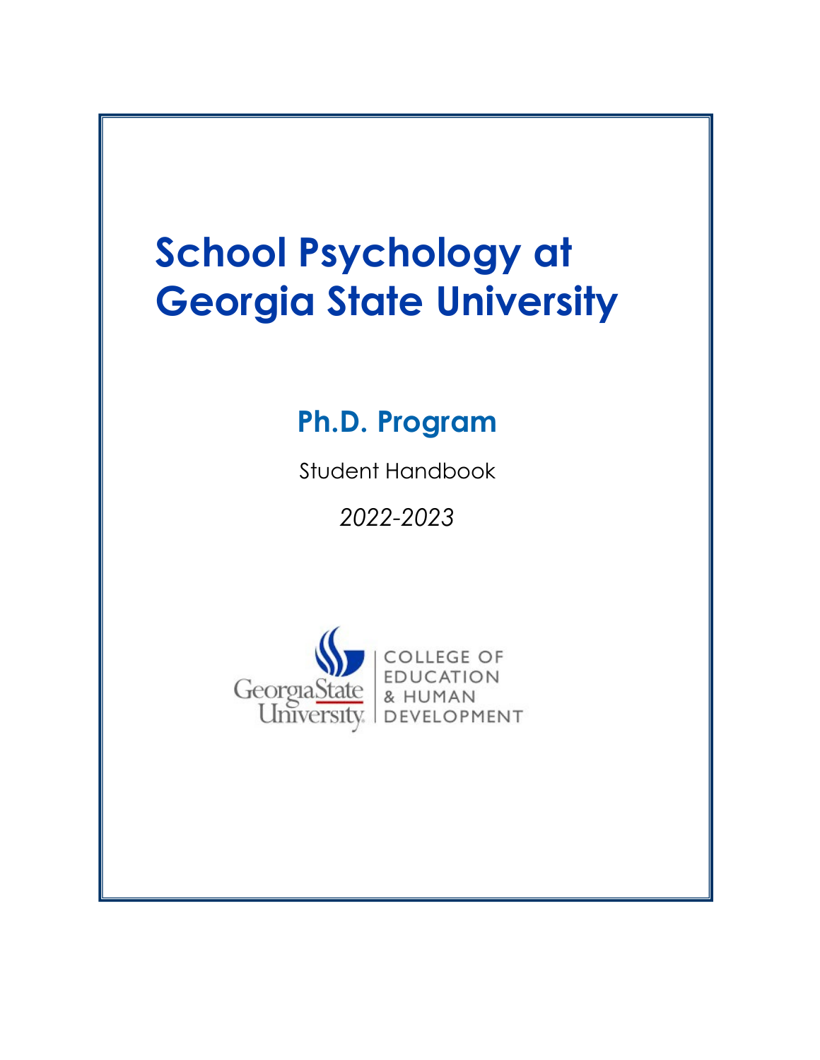# School Psychology at Georgia State University

## Ph.D. Program

Student Handbook

*2022-2023*

Georgia State University | COLLEGE OF EDUCATION & HUMAN DEVELOPMENT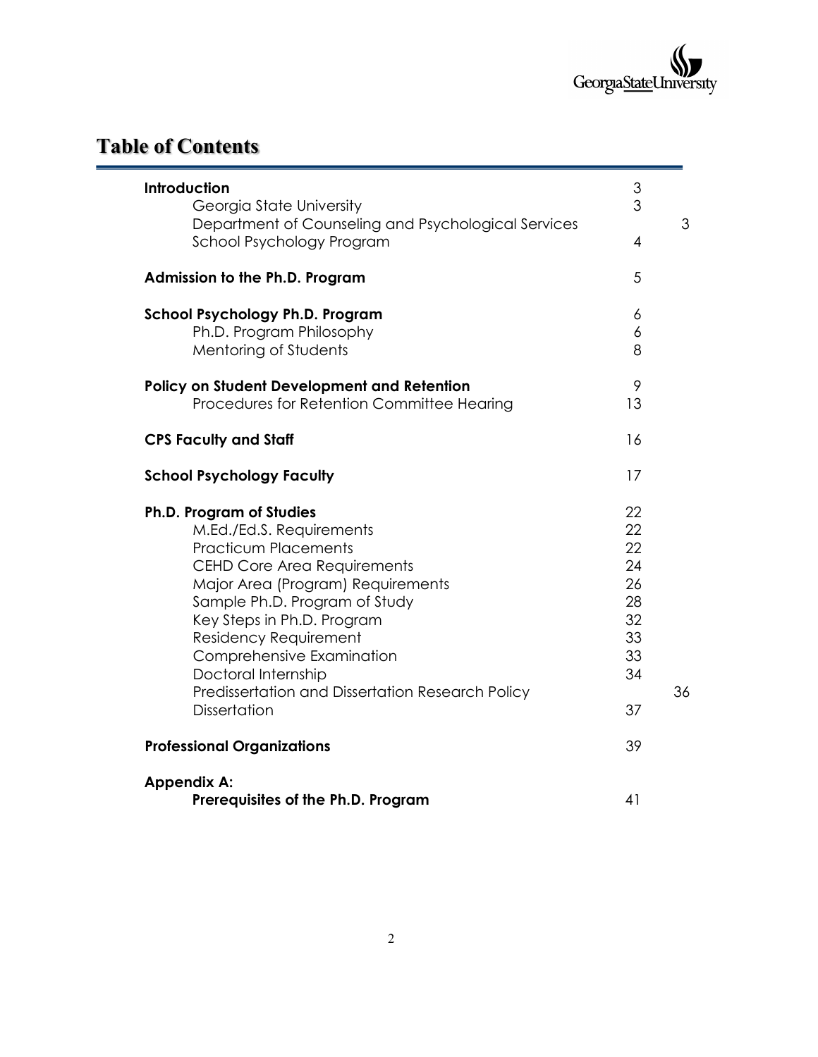# Table of Contents

| | |
|---|---|
| **Introduction** | 3 |
| Georgia State University | 3 |
| Department of Counseling and Psychological Services | 3 |
| School Psychology Program | 4 |
| **Admission to the Ph.D. Program** | 5 |
| **School Psychology Ph.D. Program** | 6 |
| Ph.D. Program Philosophy | 6 |
| Mentoring of Students | 8 |
| **Policy on Student Development and Retention** | 9 |
| Procedures for Retention Committee Hearing | 13 |
| **CPS Faculty and Staff** | 16 |
| **School Psychology Faculty** | 17 |
| **Ph.D. Program of Studies** | 22 |
| M.Ed./Ed.S. Requirements | 22 |
| Practicum Placements | 22 |
| CEHD Core Area Requirements | 24 |
| Major Area (Program) Requirements | 26 |
| Sample Ph.D. Program of Study | 28 |
| Key Steps in Ph.D. Program | 32 |
| Residency Requirement | 33 |
| Comprehensive Examination | 33 |
| Doctoral Internship | 34 |
| Predissertation and Dissertation Research Policy | 36 |
| Dissertation | 37 |
| **Professional Organizations** | 39 |
| **Appendix A:** | |
| **Prerequisites of the Ph.D. Program** | 41 |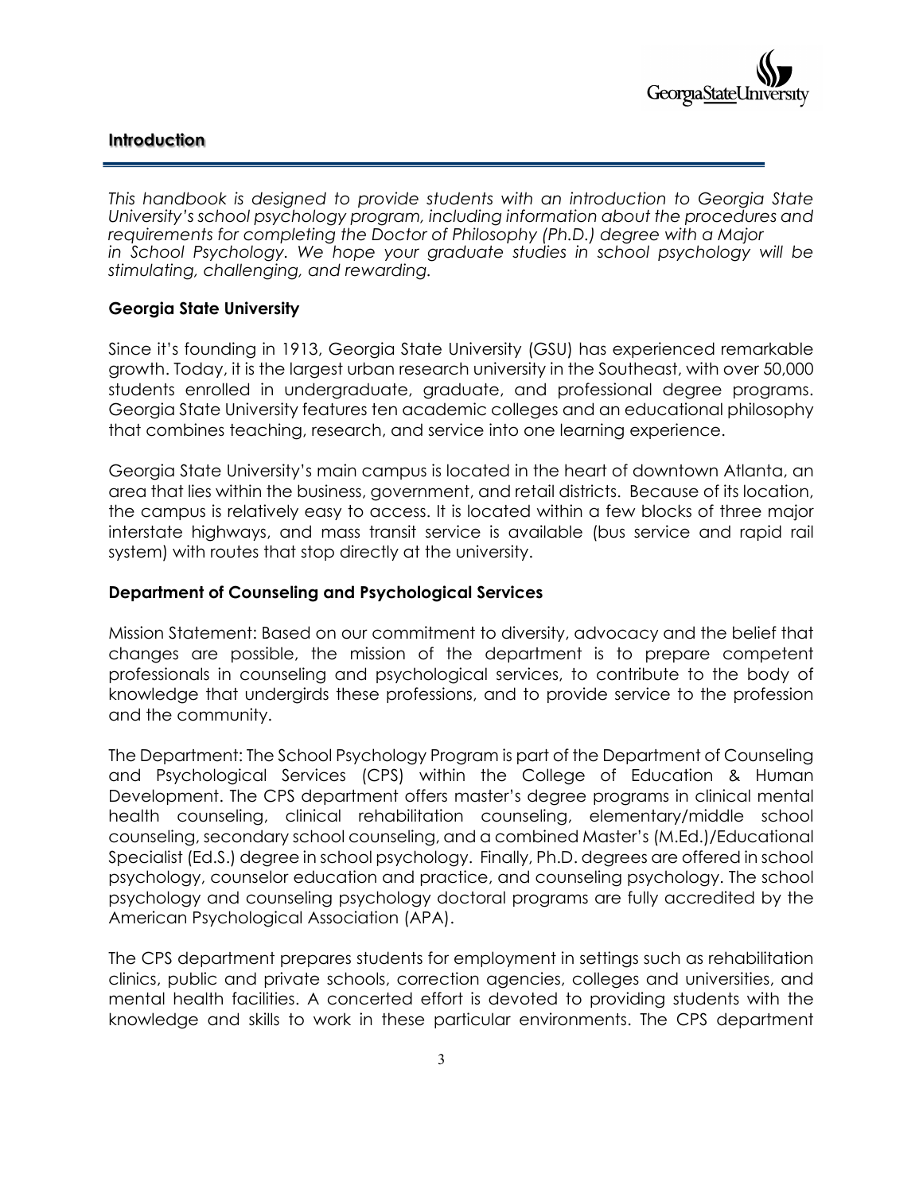## Introduction

*This handbook is designed to provide students with an introduction to Georgia State University's school psychology program, including information about the procedures and requirements for completing the Doctor of Philosophy (Ph.D.) degree with a Major in School Psychology. We hope your graduate studies in school psychology will be stimulating, challenging, and rewarding.*

### Georgia State University

Since it's founding in 1913, Georgia State University (GSU) has experienced remarkable growth. Today, it is the largest urban research university in the Southeast, with over 50,000 students enrolled in undergraduate, graduate, and professional degree programs. Georgia State University features ten academic colleges and an educational philosophy that combines teaching, research, and service into one learning experience.

Georgia State University's main campus is located in the heart of downtown Atlanta, an area that lies within the business, government, and retail districts. Because of its location, the campus is relatively easy to access. It is located within a few blocks of three major interstate highways, and mass transit service is available (bus service and rapid rail system) with routes that stop directly at the university.

### Department of Counseling and Psychological Services

Mission Statement: Based on our commitment to diversity, advocacy and the belief that changes are possible, the mission of the department is to prepare competent professionals in counseling and psychological services, to contribute to the body of knowledge that undergirds these professions, and to provide service to the profession and the community.

The Department: The School Psychology Program is part of the Department of Counseling and Psychological Services (CPS) within the College of Education & Human Development. The CPS department offers master's degree programs in clinical mental health counseling, clinical rehabilitation counseling, elementary/middle school counseling, secondary school counseling, and a combined Master's (M.Ed.)/Educational Specialist (Ed.S.) degree in school psychology. Finally, Ph.D. degrees are offered in school psychology, counselor education and practice, and counseling psychology. The school psychology and counseling psychology doctoral programs are fully accredited by the American Psychological Association (APA).

The CPS department prepares students for employment in settings such as rehabilitation clinics, public and private schools, correction agencies, colleges and universities, and mental health facilities. A concerted effort is devoted to providing students with the knowledge and skills to work in these particular environments. The CPS department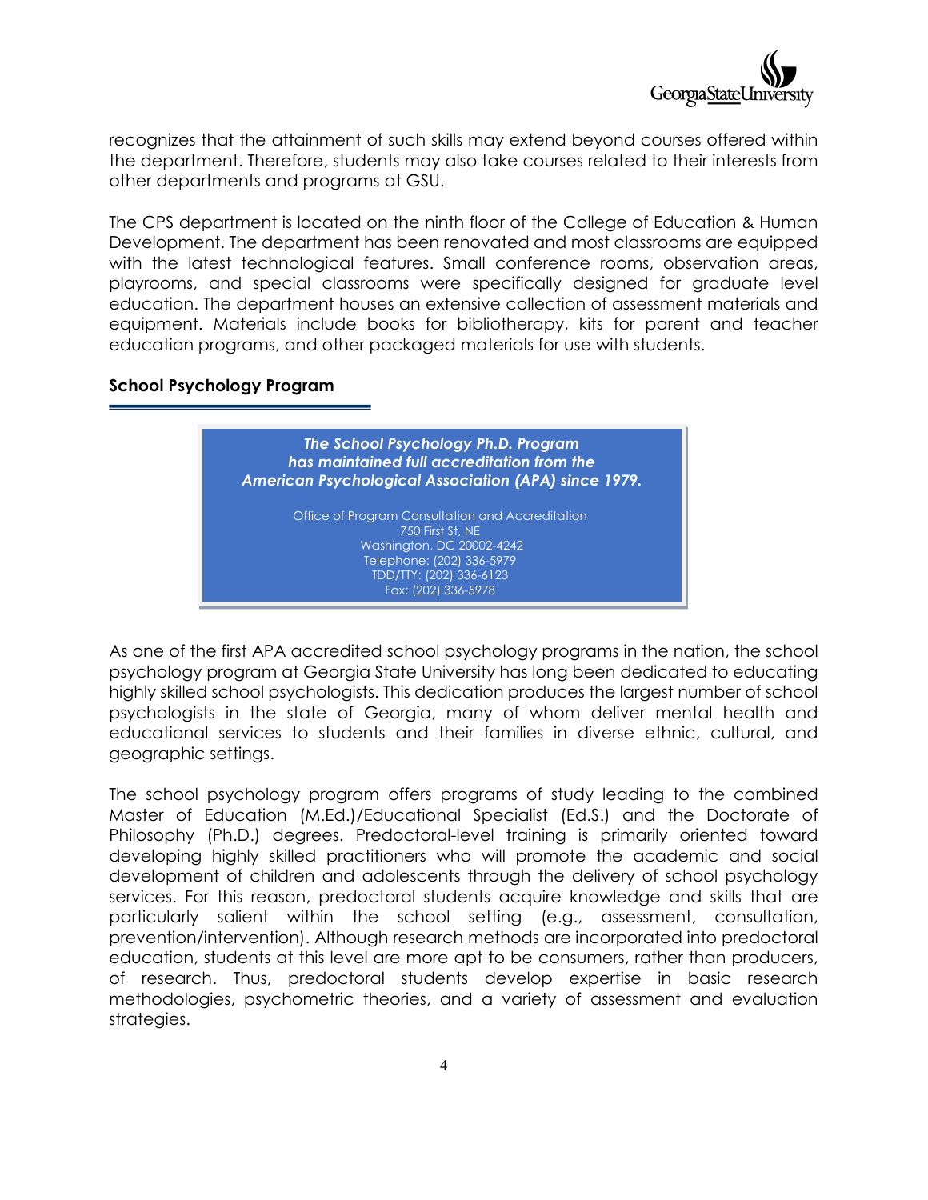recognizes that the attainment of such skills may extend beyond courses offered within the department. Therefore, students may also take courses related to their interests from other departments and programs at GSU.

The CPS department is located on the ninth floor of the College of Education & Human Development. The department has been renovated and most classrooms are equipped with the latest technological features. Small conference rooms, observation areas, playrooms, and special classrooms were specifically designed for graduate level education. The department houses an extensive collection of assessment materials and equipment. Materials include books for bibliotherapy, kits for parent and teacher education programs, and other packaged materials for use with students.

## School Psychology Program

> ***The School Psychology Ph.D. Program has maintained full accreditation from the American Psychological Association (APA) since 1979.***
>
> Office of Program Consultation and Accreditation
> 750 First St, NE
> Washington, DC 20002-4242
> Telephone: (202) 336-5979
> TDD/TTY: (202) 336-6123
> Fax: (202) 336-5978

As one of the first APA accredited school psychology programs in the nation, the school psychology program at Georgia State University has long been dedicated to educating highly skilled school psychologists. This dedication produces the largest number of school psychologists in the state of Georgia, many of whom deliver mental health and educational services to students and their families in diverse ethnic, cultural, and geographic settings.

The school psychology program offers programs of study leading to the combined Master of Education (M.Ed.)/Educational Specialist (Ed.S.) and the Doctorate of Philosophy (Ph.D.) degrees. Predoctoral-level training is primarily oriented toward developing highly skilled practitioners who will promote the academic and social development of children and adolescents through the delivery of school psychology services. For this reason, predoctoral students acquire knowledge and skills that are particularly salient within the school setting (e.g., assessment, consultation, prevention/intervention). Although research methods are incorporated into predoctoral education, students at this level are more apt to be consumers, rather than producers, of research. Thus, predoctoral students develop expertise in basic research methodologies, psychometric theories, and a variety of assessment and evaluation strategies.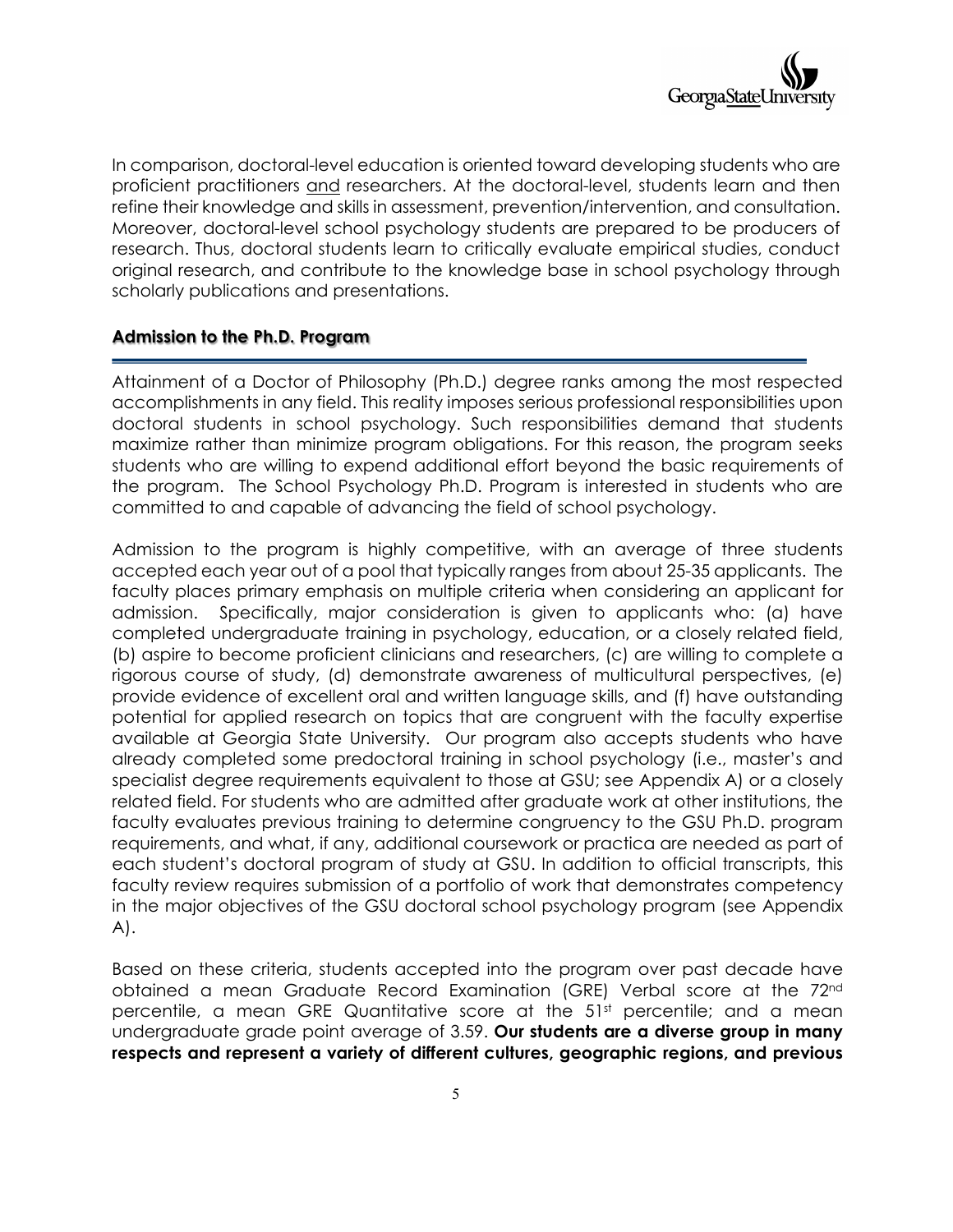In comparison, doctoral-level education is oriented toward developing students who are proficient practitioners <u>and</u> researchers. At the doctoral-level, students learn and then refine their knowledge and skills in assessment, prevention/intervention, and consultation. Moreover, doctoral-level school psychology students are prepared to be producers of research. Thus, doctoral students learn to critically evaluate empirical studies, conduct original research, and contribute to the knowledge base in school psychology through scholarly publications and presentations.

## Admission to the Ph.D. Program

Attainment of a Doctor of Philosophy (Ph.D.) degree ranks among the most respected accomplishments in any field. This reality imposes serious professional responsibilities upon doctoral students in school psychology. Such responsibilities demand that students maximize rather than minimize program obligations. For this reason, the program seeks students who are willing to expend additional effort beyond the basic requirements of the program. The School Psychology Ph.D. Program is interested in students who are committed to and capable of advancing the field of school psychology.

Admission to the program is highly competitive, with an average of three students accepted each year out of a pool that typically ranges from about 25-35 applicants. The faculty places primary emphasis on multiple criteria when considering an applicant for admission. Specifically, major consideration is given to applicants who: (a) have completed undergraduate training in psychology, education, or a closely related field, (b) aspire to become proficient clinicians and researchers, (c) are willing to complete a rigorous course of study, (d) demonstrate awareness of multicultural perspectives, (e) provide evidence of excellent oral and written language skills, and (f) have outstanding potential for applied research on topics that are congruent with the faculty expertise available at Georgia State University. Our program also accepts students who have already completed some predoctoral training in school psychology (i.e., master's and specialist degree requirements equivalent to those at GSU; see Appendix A) or a closely related field. For students who are admitted after graduate work at other institutions, the faculty evaluates previous training to determine congruency to the GSU Ph.D. program requirements, and what, if any, additional coursework or practica are needed as part of each student's doctoral program of study at GSU. In addition to official transcripts, this faculty review requires submission of a portfolio of work that demonstrates competency in the major objectives of the GSU doctoral school psychology program (see Appendix A).

Based on these criteria, students accepted into the program over past decade have obtained a mean Graduate Record Examination (GRE) Verbal score at the 72nd percentile, a mean GRE Quantitative score at the 51st percentile; and a mean undergraduate grade point average of 3.59. **Our students are a diverse group in many respects and represent a variety of different cultures, geographic regions, and previous**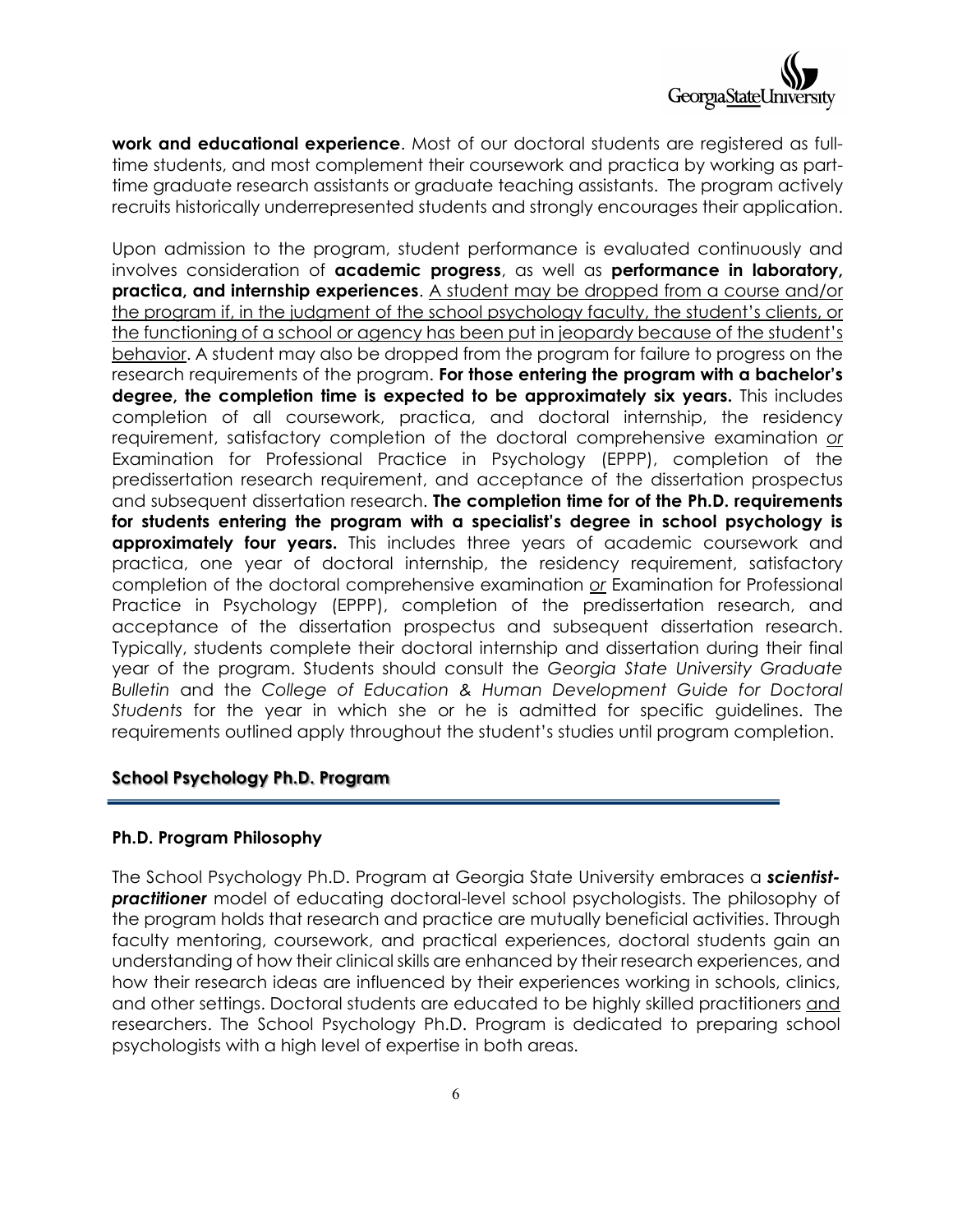**work and educational experience**. Most of our doctoral students are registered as full-time students, and most complement their coursework and practica by working as part-time graduate research assistants or graduate teaching assistants. The program actively recruits historically underrepresented students and strongly encourages their application.

Upon admission to the program, student performance is evaluated continuously and involves consideration of **academic progress**, as well as **performance in laboratory, practica, and internship experiences**. <u>A student may be dropped from a course and/or the program if, in the judgment of the school psychology faculty, the student's clients, or the functioning of a school or agency has been put in jeopardy because of the student's behavior</u>. A student may also be dropped from the program for failure to progress on the research requirements of the program. **For those entering the program with a bachelor's degree, the completion time is expected to be approximately six years.** This includes completion of all coursework, practica, and doctoral internship, the residency requirement, satisfactory completion of the doctoral comprehensive examination *<u>or</u>* Examination for Professional Practice in Psychology (EPPP), completion of the predissertation research requirement, and acceptance of the dissertation prospectus and subsequent dissertation research. **The completion time for of the Ph.D. requirements for students entering the program with a specialist's degree in school psychology is approximately four years.** This includes three years of academic coursework and practica, one year of doctoral internship, the residency requirement, satisfactory completion of the doctoral comprehensive examination *<u>or</u>* Examination for Professional Practice in Psychology (EPPP), completion of the predissertation research, and acceptance of the dissertation prospectus and subsequent dissertation research. Typically, students complete their doctoral internship and dissertation during their final year of the program. Students should consult the *Georgia State University Graduate Bulletin* and the *College of Education & Human Development Guide for Doctoral Students* for the year in which she or he is admitted for specific guidelines. The requirements outlined apply throughout the student's studies until program completion.

## School Psychology Ph.D. Program

### Ph.D. Program Philosophy

The School Psychology Ph.D. Program at Georgia State University embraces a ***scientist-practitioner*** model of educating doctoral-level school psychologists. The philosophy of the program holds that research and practice are mutually beneficial activities. Through faculty mentoring, coursework, and practical experiences, doctoral students gain an understanding of how their clinical skills are enhanced by their research experiences, and how their research ideas are influenced by their experiences working in schools, clinics, and other settings. Doctoral students are educated to be highly skilled practitioners <u>and</u> researchers. The School Psychology Ph.D. Program is dedicated to preparing school psychologists with a high level of expertise in both areas.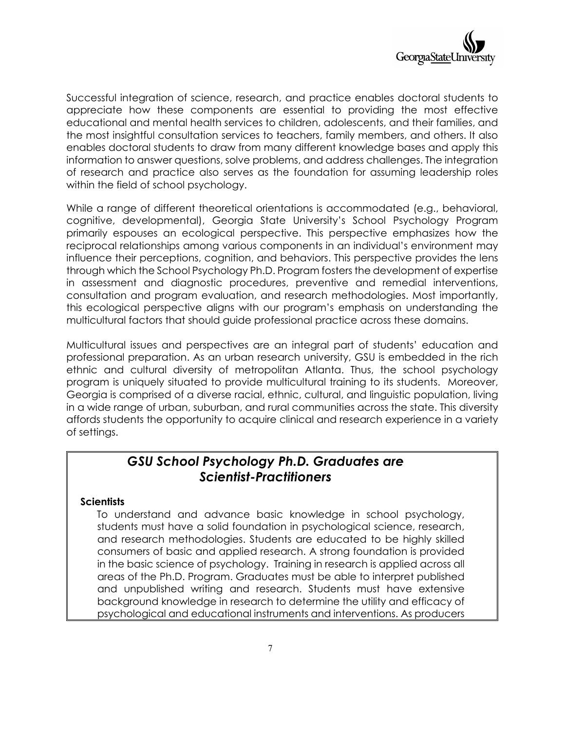Successful integration of science, research, and practice enables doctoral students to appreciate how these components are essential to providing the most effective educational and mental health services to children, adolescents, and their families, and the most insightful consultation services to teachers, family members, and others. It also enables doctoral students to draw from many different knowledge bases and apply this information to answer questions, solve problems, and address challenges. The integration of research and practice also serves as the foundation for assuming leadership roles within the field of school psychology.

While a range of different theoretical orientations is accommodated (e.g., behavioral, cognitive, developmental), Georgia State University's School Psychology Program primarily espouses an ecological perspective. This perspective emphasizes how the reciprocal relationships among various components in an individual's environment may influence their perceptions, cognition, and behaviors. This perspective provides the lens through which the School Psychology Ph.D. Program fosters the development of expertise in assessment and diagnostic procedures, preventive and remedial interventions, consultation and program evaluation, and research methodologies. Most importantly, this ecological perspective aligns with our program's emphasis on understanding the multicultural factors that should guide professional practice across these domains.

Multicultural issues and perspectives are an integral part of students' education and professional preparation. As an urban research university, GSU is embedded in the rich ethnic and cultural diversity of metropolitan Atlanta. Thus, the school psychology program is uniquely situated to provide multicultural training to its students. Moreover, Georgia is comprised of a diverse racial, ethnic, cultural, and linguistic population, living in a wide range of urban, suburban, and rural communities across the state. This diversity affords students the opportunity to acquire clinical and research experience in a variety of settings.

## *GSU School Psychology Ph.D. Graduates are Scientist-Practitioners*

**Scientists**

To understand and advance basic knowledge in school psychology, students must have a solid foundation in psychological science, research, and research methodologies. Students are educated to be highly skilled consumers of basic and applied research. A strong foundation is provided in the basic science of psychology. Training in research is applied across all areas of the Ph.D. Program. Graduates must be able to interpret published and unpublished writing and research. Students must have extensive background knowledge in research to determine the utility and efficacy of psychological and educational instruments and interventions. As producers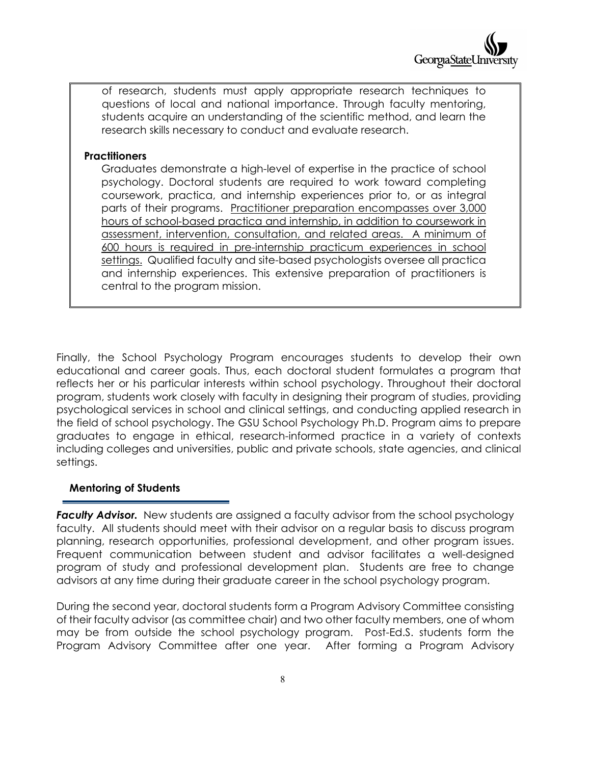of research, students must apply appropriate research techniques to questions of local and national importance. Through faculty mentoring, students acquire an understanding of the scientific method, and learn the research skills necessary to conduct and evaluate research.

**Practitioners**

Graduates demonstrate a high-level of expertise in the practice of school psychology. Doctoral students are required to work toward completing coursework, practica, and internship experiences prior to, or as integral parts of their programs. <u>Practitioner preparation encompasses over 3,000 hours of school-based practica and internship, in addition to coursework in assessment, intervention, consultation, and related areas. A minimum of 600 hours is required in pre-internship practicum experiences in school settings.</u> Qualified faculty and site-based psychologists oversee all practica and internship experiences. This extensive preparation of practitioners is central to the program mission.

Finally, the School Psychology Program encourages students to develop their own educational and career goals. Thus, each doctoral student formulates a program that reflects her or his particular interests within school psychology. Throughout their doctoral program, students work closely with faculty in designing their program of studies, providing psychological services in school and clinical settings, and conducting applied research in the field of school psychology. The GSU School Psychology Ph.D. Program aims to prepare graduates to engage in ethical, research-informed practice in a variety of contexts including colleges and universities, public and private schools, state agencies, and clinical settings.

## Mentoring of Students

***Faculty Advisor.*** New students are assigned a faculty advisor from the school psychology faculty. All students should meet with their advisor on a regular basis to discuss program planning, research opportunities, professional development, and other program issues. Frequent communication between student and advisor facilitates a well-designed program of study and professional development plan. Students are free to change advisors at any time during their graduate career in the school psychology program.

During the second year, doctoral students form a Program Advisory Committee consisting of their faculty advisor (as committee chair) and two other faculty members, one of whom may be from outside the school psychology program. Post-Ed.S. students form the Program Advisory Committee after one year. After forming a Program Advisory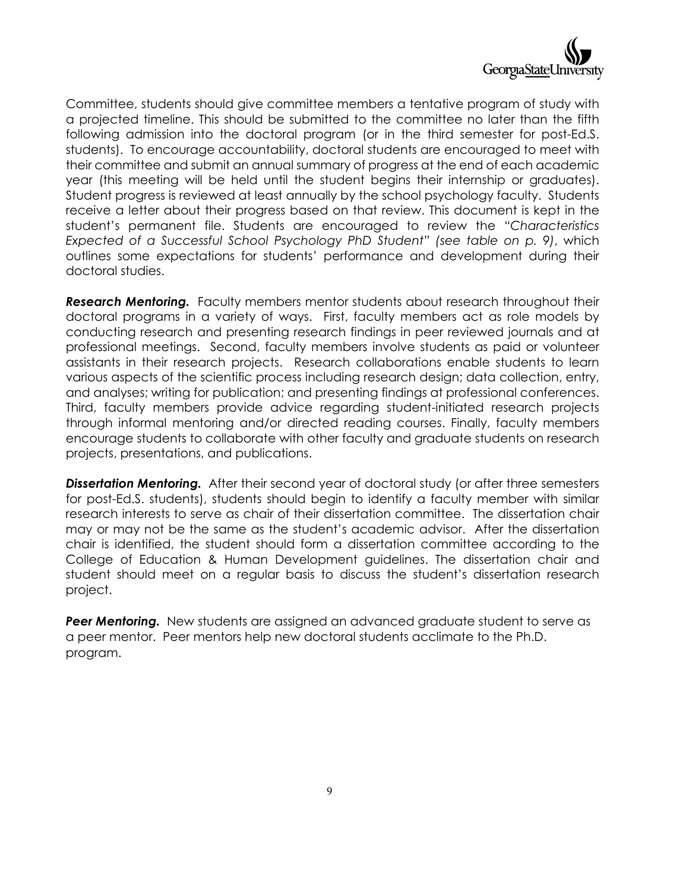Committee, students should give committee members a tentative program of study with a projected timeline. This should be submitted to the committee no later than the fifth following admission into the doctoral program (or in the third semester for post-Ed.S. students). To encourage accountability, doctoral students are encouraged to meet with their committee and submit an annual summary of progress at the end of each academic year (this meeting will be held until the student begins their internship or graduates). Student progress is reviewed at least annually by the school psychology faculty. Students receive a letter about their progress based on that review. This document is kept in the student's permanent file. Students are encouraged to review the *"Characteristics Expected of a Successful School Psychology PhD Student" (see table on p. 9)*, which outlines some expectations for students' performance and development during their doctoral studies.

***Research Mentoring.*** Faculty members mentor students about research throughout their doctoral programs in a variety of ways. First, faculty members act as role models by conducting research and presenting research findings in peer reviewed journals and at professional meetings. Second, faculty members involve students as paid or volunteer assistants in their research projects. Research collaborations enable students to learn various aspects of the scientific process including research design; data collection, entry, and analyses; writing for publication; and presenting findings at professional conferences. Third, faculty members provide advice regarding student-initiated research projects through informal mentoring and/or directed reading courses. Finally, faculty members encourage students to collaborate with other faculty and graduate students on research projects, presentations, and publications.

***Dissertation Mentoring.*** After their second year of doctoral study (or after three semesters for post-Ed.S. students), students should begin to identify a faculty member with similar research interests to serve as chair of their dissertation committee. The dissertation chair may or may not be the same as the student's academic advisor. After the dissertation chair is identified, the student should form a dissertation committee according to the College of Education & Human Development guidelines. The dissertation chair and student should meet on a regular basis to discuss the student's dissertation research project.

***Peer Mentoring.*** New students are assigned an advanced graduate student to serve as a peer mentor. Peer mentors help new doctoral students acclimate to the Ph.D. program.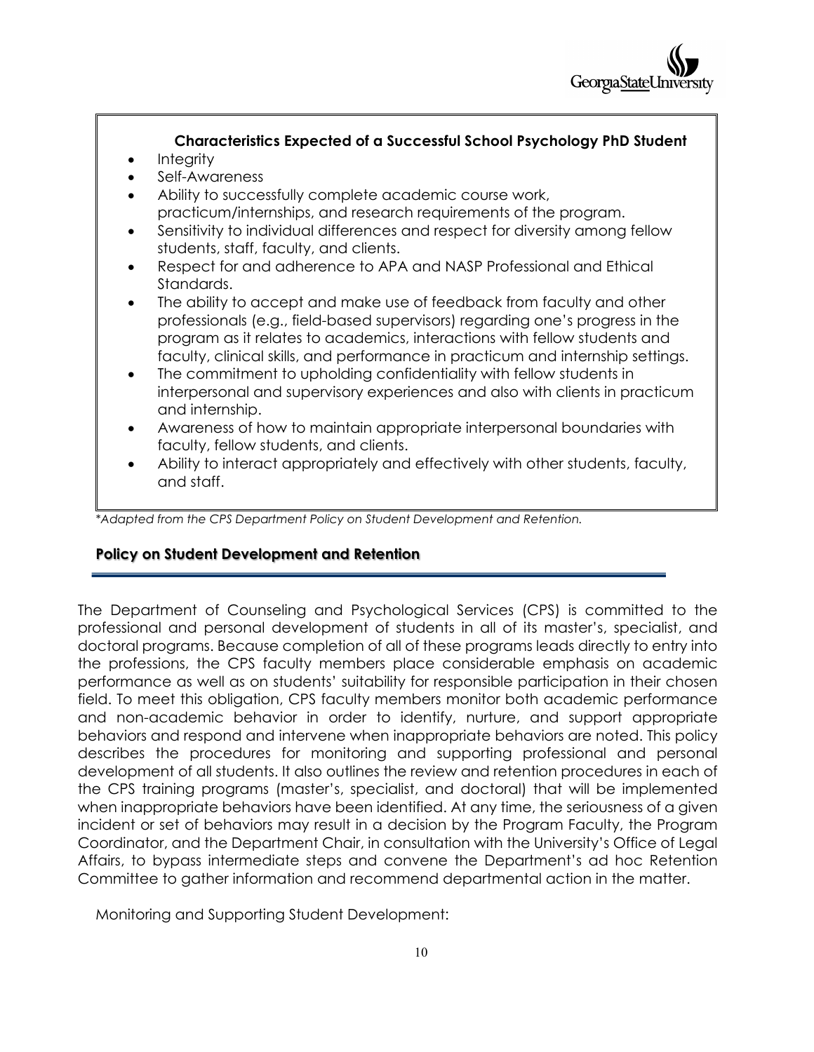**Characteristics Expected of a Successful School Psychology PhD Student**

- Integrity
- Self-Awareness
- Ability to successfully complete academic course work, practicum/internships, and research requirements of the program.
- Sensitivity to individual differences and respect for diversity among fellow students, staff, faculty, and clients.
- Respect for and adherence to APA and NASP Professional and Ethical Standards.
- The ability to accept and make use of feedback from faculty and other professionals (e.g., field-based supervisors) regarding one's progress in the program as it relates to academics, interactions with fellow students and faculty, clinical skills, and performance in practicum and internship settings.
- The commitment to upholding confidentiality with fellow students in interpersonal and supervisory experiences and also with clients in practicum and internship.
- Awareness of how to maintain appropriate interpersonal boundaries with faculty, fellow students, and clients.
- Ability to interact appropriately and effectively with other students, faculty, and staff.

*Adapted from the CPS Department Policy on Student Development and Retention.*

## Policy on Student Development and Retention

The Department of Counseling and Psychological Services (CPS) is committed to the professional and personal development of students in all of its master's, specialist, and doctoral programs. Because completion of all of these programs leads directly to entry into the professions, the CPS faculty members place considerable emphasis on academic performance as well as on students' suitability for responsible participation in their chosen field. To meet this obligation, CPS faculty members monitor both academic performance and non-academic behavior in order to identify, nurture, and support appropriate behaviors and respond and intervene when inappropriate behaviors are noted. This policy describes the procedures for monitoring and supporting professional and personal development of all students. It also outlines the review and retention procedures in each of the CPS training programs (master's, specialist, and doctoral) that will be implemented when inappropriate behaviors have been identified. At any time, the seriousness of a given incident or set of behaviors may result in a decision by the Program Faculty, the Program Coordinator, and the Department Chair, in consultation with the University's Office of Legal Affairs, to bypass intermediate steps and convene the Department's ad hoc Retention Committee to gather information and recommend departmental action in the matter.

Monitoring and Supporting Student Development: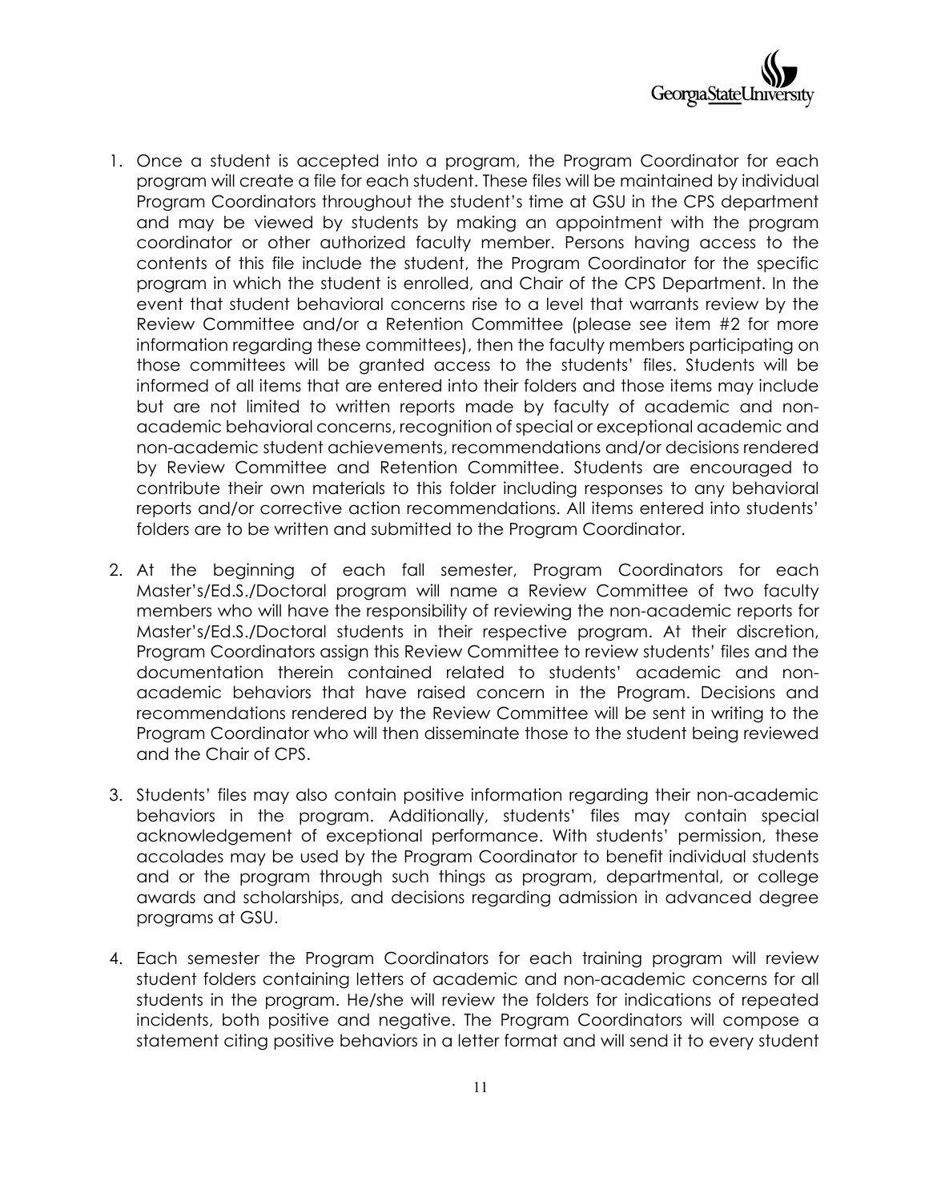1. Once a student is accepted into a program, the Program Coordinator for each program will create a file for each student. These files will be maintained by individual Program Coordinators throughout the student's time at GSU in the CPS department and may be viewed by students by making an appointment with the program coordinator or other authorized faculty member. Persons having access to the contents of this file include the student, the Program Coordinator for the specific program in which the student is enrolled, and Chair of the CPS Department. In the event that student behavioral concerns rise to a level that warrants review by the Review Committee and/or a Retention Committee (please see item #2 for more information regarding these committees), then the faculty members participating on those committees will be granted access to the students' files. Students will be informed of all items that are entered into their folders and those items may include but are not limited to written reports made by faculty of academic and non-academic behavioral concerns, recognition of special or exceptional academic and non-academic student achievements, recommendations and/or decisions rendered by Review Committee and Retention Committee. Students are encouraged to contribute their own materials to this folder including responses to any behavioral reports and/or corrective action recommendations. All items entered into students' folders are to be written and submitted to the Program Coordinator.

2. At the beginning of each fall semester, Program Coordinators for each Master's/Ed.S./Doctoral program will name a Review Committee of two faculty members who will have the responsibility of reviewing the non-academic reports for Master's/Ed.S./Doctoral students in their respective program. At their discretion, Program Coordinators assign this Review Committee to review students' files and the documentation therein contained related to students' academic and non-academic behaviors that have raised concern in the Program. Decisions and recommendations rendered by the Review Committee will be sent in writing to the Program Coordinator who will then disseminate those to the student being reviewed and the Chair of CPS.

3. Students' files may also contain positive information regarding their non-academic behaviors in the program. Additionally, students' files may contain special acknowledgement of exceptional performance. With students' permission, these accolades may be used by the Program Coordinator to benefit individual students and or the program through such things as program, departmental, or college awards and scholarships, and decisions regarding admission in advanced degree programs at GSU.

4. Each semester the Program Coordinators for each training program will review student folders containing letters of academic and non-academic concerns for all students in the program. He/she will review the folders for indications of repeated incidents, both positive and negative. The Program Coordinators will compose a statement citing positive behaviors in a letter format and will send it to every student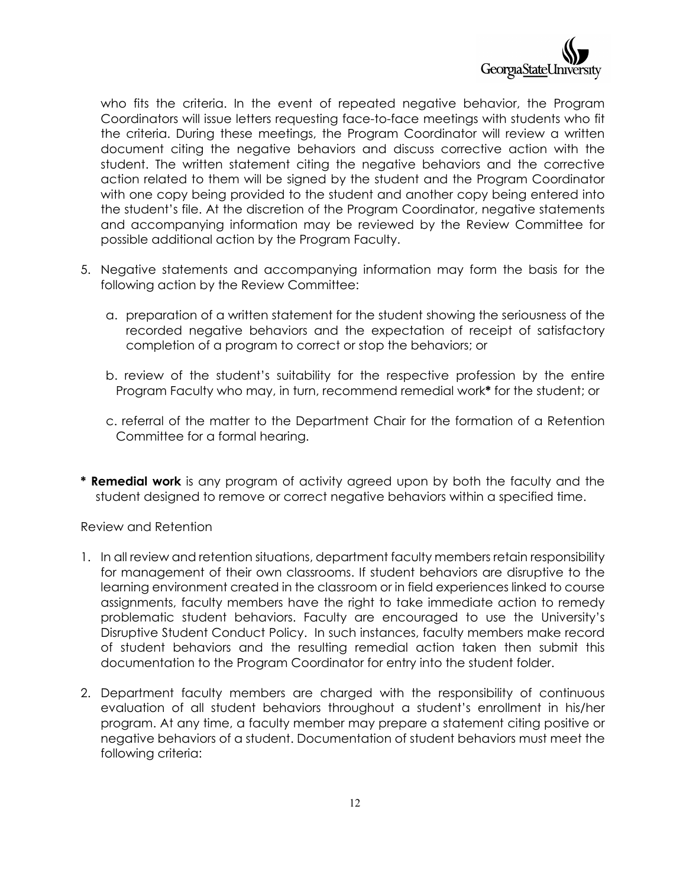who fits the criteria. In the event of repeated negative behavior, the Program Coordinators will issue letters requesting face-to-face meetings with students who fit the criteria. During these meetings, the Program Coordinator will review a written document citing the negative behaviors and discuss corrective action with the student. The written statement citing the negative behaviors and the corrective action related to them will be signed by the student and the Program Coordinator with one copy being provided to the student and another copy being entered into the student's file. At the discretion of the Program Coordinator, negative statements and accompanying information may be reviewed by the Review Committee for possible additional action by the Program Faculty.

5. Negative statements and accompanying information may form the basis for the following action by the Review Committee:

   a. preparation of a written statement for the student showing the seriousness of the recorded negative behaviors and the expectation of receipt of satisfactory completion of a program to correct or stop the behaviors; or

   b. review of the student's suitability for the respective profession by the entire Program Faculty who may, in turn, recommend remedial work**\*** for the student; or

   c. referral of the matter to the Department Chair for the formation of a Retention Committee for a formal hearing.

**\* Remedial work** is any program of activity agreed upon by both the faculty and the student designed to remove or correct negative behaviors within a specified time.

Review and Retention

1. In all review and retention situations, department faculty members retain responsibility for management of their own classrooms. If student behaviors are disruptive to the learning environment created in the classroom or in field experiences linked to course assignments, faculty members have the right to take immediate action to remedy problematic student behaviors. Faculty are encouraged to use the University's Disruptive Student Conduct Policy. In such instances, faculty members make record of student behaviors and the resulting remedial action taken then submit this documentation to the Program Coordinator for entry into the student folder.

2. Department faculty members are charged with the responsibility of continuous evaluation of all student behaviors throughout a student's enrollment in his/her program. At any time, a faculty member may prepare a statement citing positive or negative behaviors of a student. Documentation of student behaviors must meet the following criteria: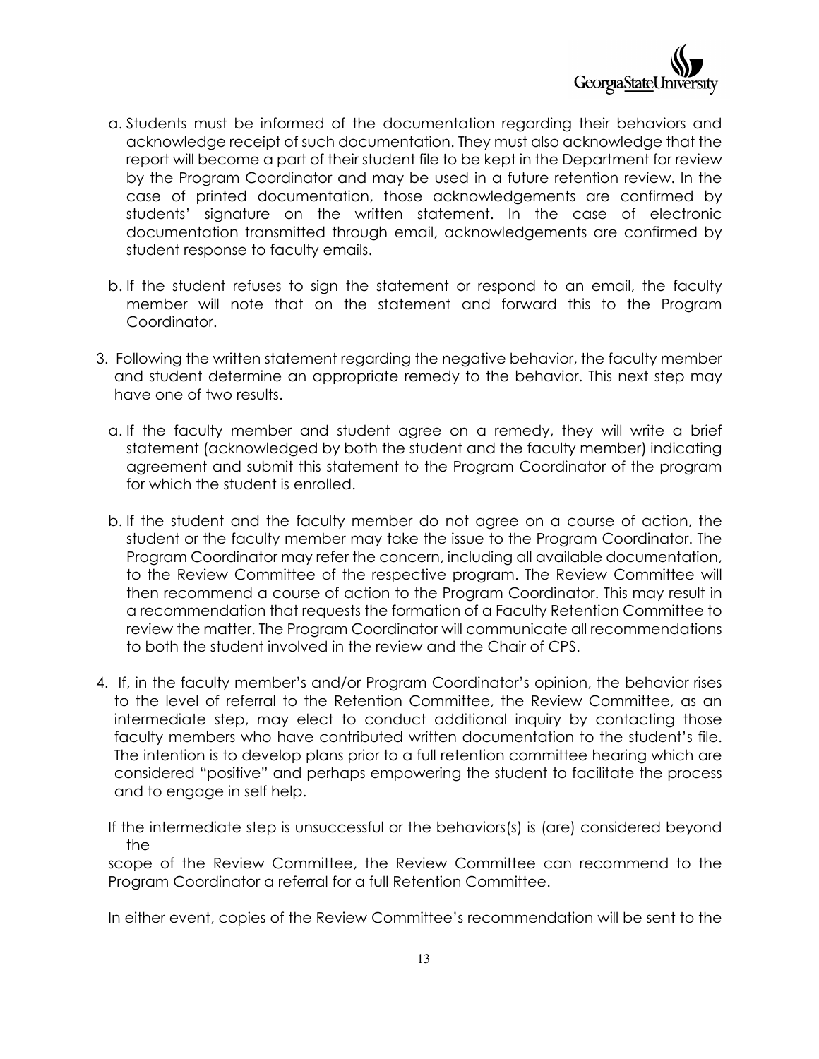a. Students must be informed of the documentation regarding their behaviors and acknowledge receipt of such documentation. They must also acknowledge that the report will become a part of their student file to be kept in the Department for review by the Program Coordinator and may be used in a future retention review. In the case of printed documentation, those acknowledgements are confirmed by students' signature on the written statement. In the case of electronic documentation transmitted through email, acknowledgements are confirmed by student response to faculty emails.

b. If the student refuses to sign the statement or respond to an email, the faculty member will note that on the statement and forward this to the Program Coordinator.

3. Following the written statement regarding the negative behavior, the faculty member and student determine an appropriate remedy to the behavior. This next step may have one of two results.

   a. If the faculty member and student agree on a remedy, they will write a brief statement (acknowledged by both the student and the faculty member) indicating agreement and submit this statement to the Program Coordinator of the program for which the student is enrolled.

   b. If the student and the faculty member do not agree on a course of action, the student or the faculty member may take the issue to the Program Coordinator. The Program Coordinator may refer the concern, including all available documentation, to the Review Committee of the respective program. The Review Committee will then recommend a course of action to the Program Coordinator. This may result in a recommendation that requests the formation of a Faculty Retention Committee to review the matter. The Program Coordinator will communicate all recommendations to both the student involved in the review and the Chair of CPS.

4. If, in the faculty member's and/or Program Coordinator's opinion, the behavior rises to the level of referral to the Retention Committee, the Review Committee, as an intermediate step, may elect to conduct additional inquiry by contacting those faculty members who have contributed written documentation to the student's file. The intention is to develop plans prior to a full retention committee hearing which are considered "positive" and perhaps empowering the student to facilitate the process and to engage in self help.

   If the intermediate step is unsuccessful or the behaviors(s) is (are) considered beyond the scope of the Review Committee, the Review Committee can recommend to the Program Coordinator a referral for a full Retention Committee.

   In either event, copies of the Review Committee's recommendation will be sent to the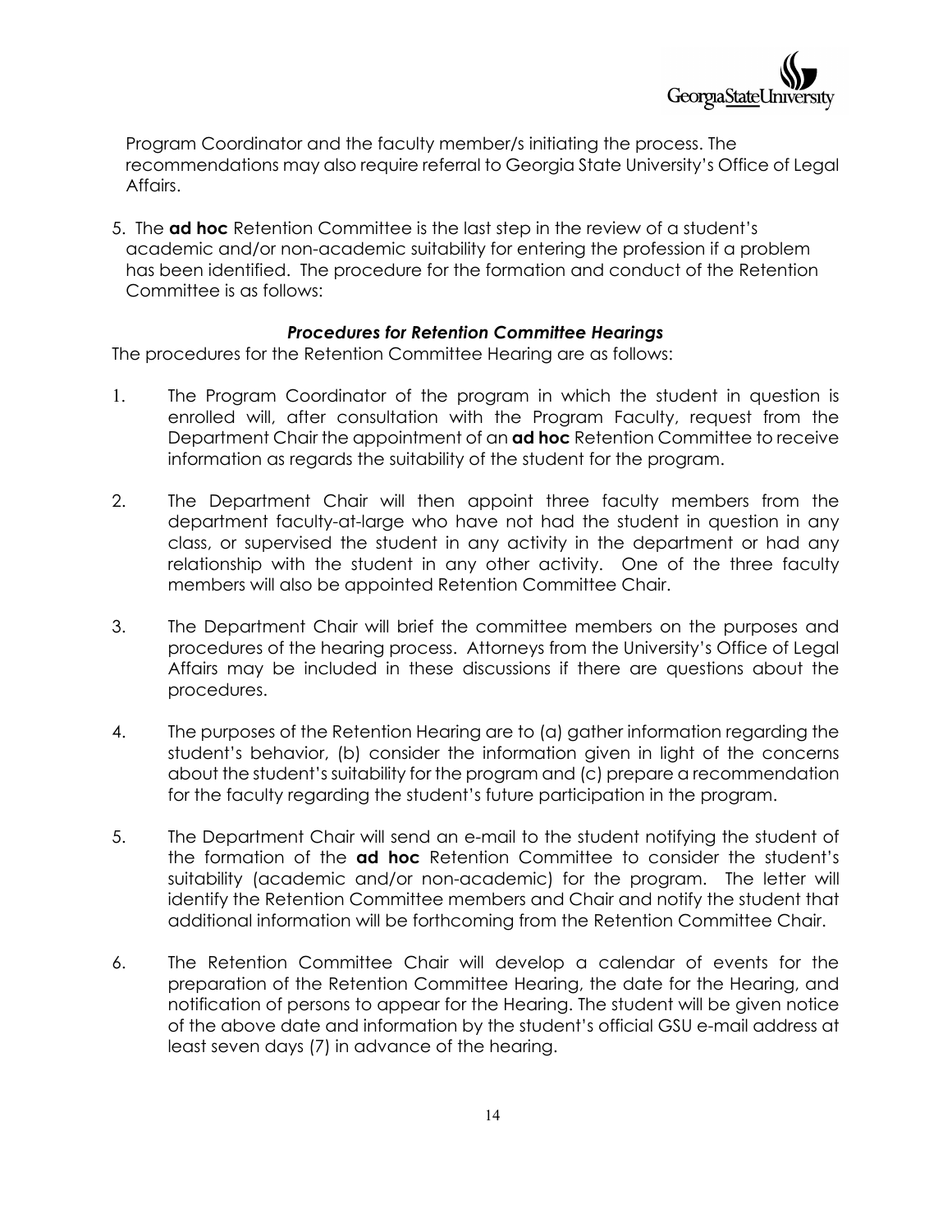Program Coordinator and the faculty member/s initiating the process. The recommendations may also require referral to Georgia State University's Office of Legal Affairs.

5. The **ad hoc** Retention Committee is the last step in the review of a student's academic and/or non-academic suitability for entering the profession if a problem has been identified. The procedure for the formation and conduct of the Retention Committee is as follows:

### *Procedures for Retention Committee Hearings*

The procedures for the Retention Committee Hearing are as follows:

1. The Program Coordinator of the program in which the student in question is enrolled will, after consultation with the Program Faculty, request from the Department Chair the appointment of an **ad hoc** Retention Committee to receive information as regards the suitability of the student for the program.

2. The Department Chair will then appoint three faculty members from the department faculty-at-large who have not had the student in question in any class, or supervised the student in any activity in the department or had any relationship with the student in any other activity. One of the three faculty members will also be appointed Retention Committee Chair.

3. The Department Chair will brief the committee members on the purposes and procedures of the hearing process. Attorneys from the University's Office of Legal Affairs may be included in these discussions if there are questions about the procedures.

4. The purposes of the Retention Hearing are to (a) gather information regarding the student's behavior, (b) consider the information given in light of the concerns about the student's suitability for the program and (c) prepare a recommendation for the faculty regarding the student's future participation in the program.

5. The Department Chair will send an e-mail to the student notifying the student of the formation of the **ad hoc** Retention Committee to consider the student's suitability (academic and/or non-academic) for the program. The letter will identify the Retention Committee members and Chair and notify the student that additional information will be forthcoming from the Retention Committee Chair.

6. The Retention Committee Chair will develop a calendar of events for the preparation of the Retention Committee Hearing, the date for the Hearing, and notification of persons to appear for the Hearing. The student will be given notice of the above date and information by the student's official GSU e-mail address at least seven days (7) in advance of the hearing.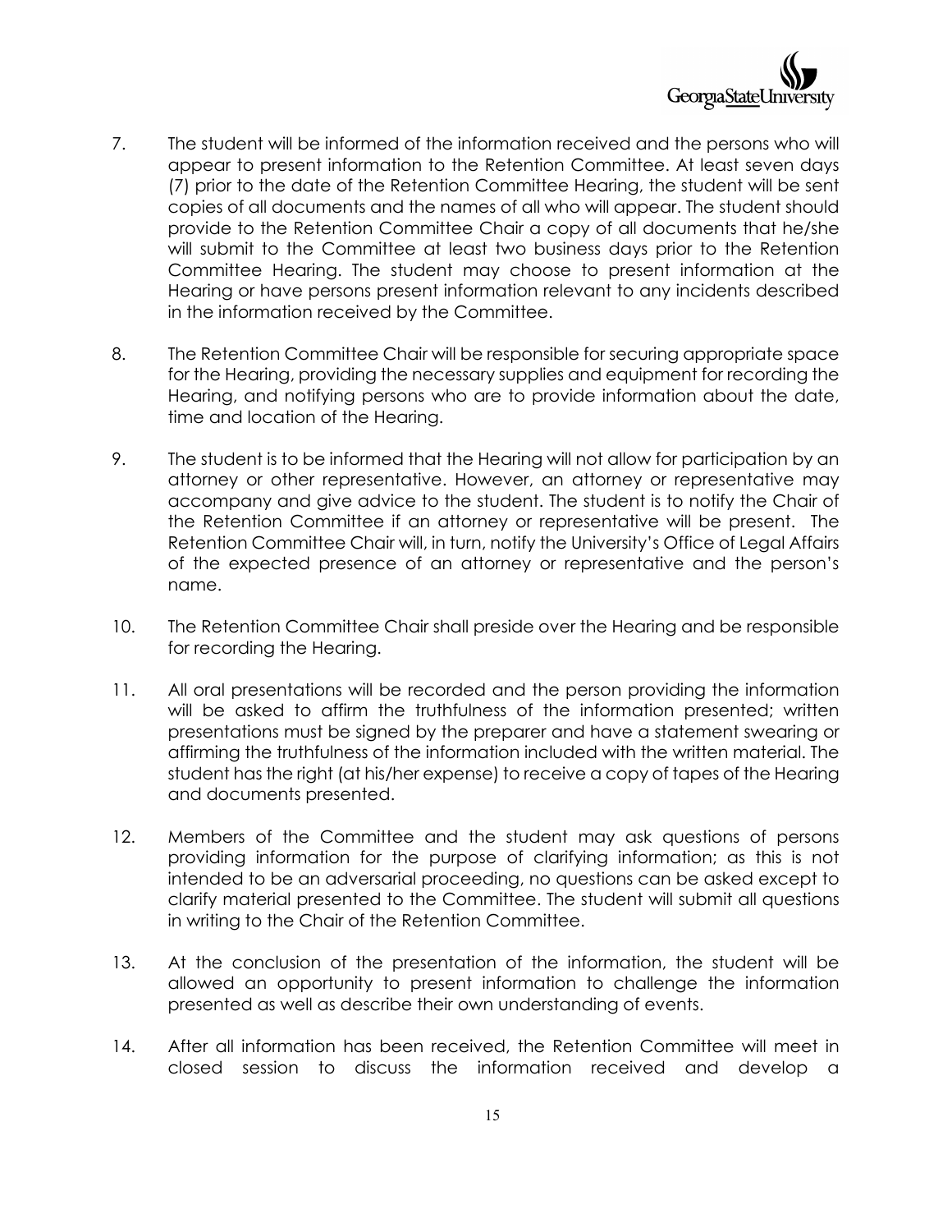7. The student will be informed of the information received and the persons who will appear to present information to the Retention Committee. At least seven days (7) prior to the date of the Retention Committee Hearing, the student will be sent copies of all documents and the names of all who will appear. The student should provide to the Retention Committee Chair a copy of all documents that he/she will submit to the Committee at least two business days prior to the Retention Committee Hearing. The student may choose to present information at the Hearing or have persons present information relevant to any incidents described in the information received by the Committee.

8. The Retention Committee Chair will be responsible for securing appropriate space for the Hearing, providing the necessary supplies and equipment for recording the Hearing, and notifying persons who are to provide information about the date, time and location of the Hearing.

9. The student is to be informed that the Hearing will not allow for participation by an attorney or other representative. However, an attorney or representative may accompany and give advice to the student. The student is to notify the Chair of the Retention Committee if an attorney or representative will be present. The Retention Committee Chair will, in turn, notify the University's Office of Legal Affairs of the expected presence of an attorney or representative and the person's name.

10. The Retention Committee Chair shall preside over the Hearing and be responsible for recording the Hearing.

11. All oral presentations will be recorded and the person providing the information will be asked to affirm the truthfulness of the information presented; written presentations must be signed by the preparer and have a statement swearing or affirming the truthfulness of the information included with the written material. The student has the right (at his/her expense) to receive a copy of tapes of the Hearing and documents presented.

12. Members of the Committee and the student may ask questions of persons providing information for the purpose of clarifying information; as this is not intended to be an adversarial proceeding, no questions can be asked except to clarify material presented to the Committee. The student will submit all questions in writing to the Chair of the Retention Committee.

13. At the conclusion of the presentation of the information, the student will be allowed an opportunity to present information to challenge the information presented as well as describe their own understanding of events.

14. After all information has been received, the Retention Committee will meet in closed session to discuss the information received and develop a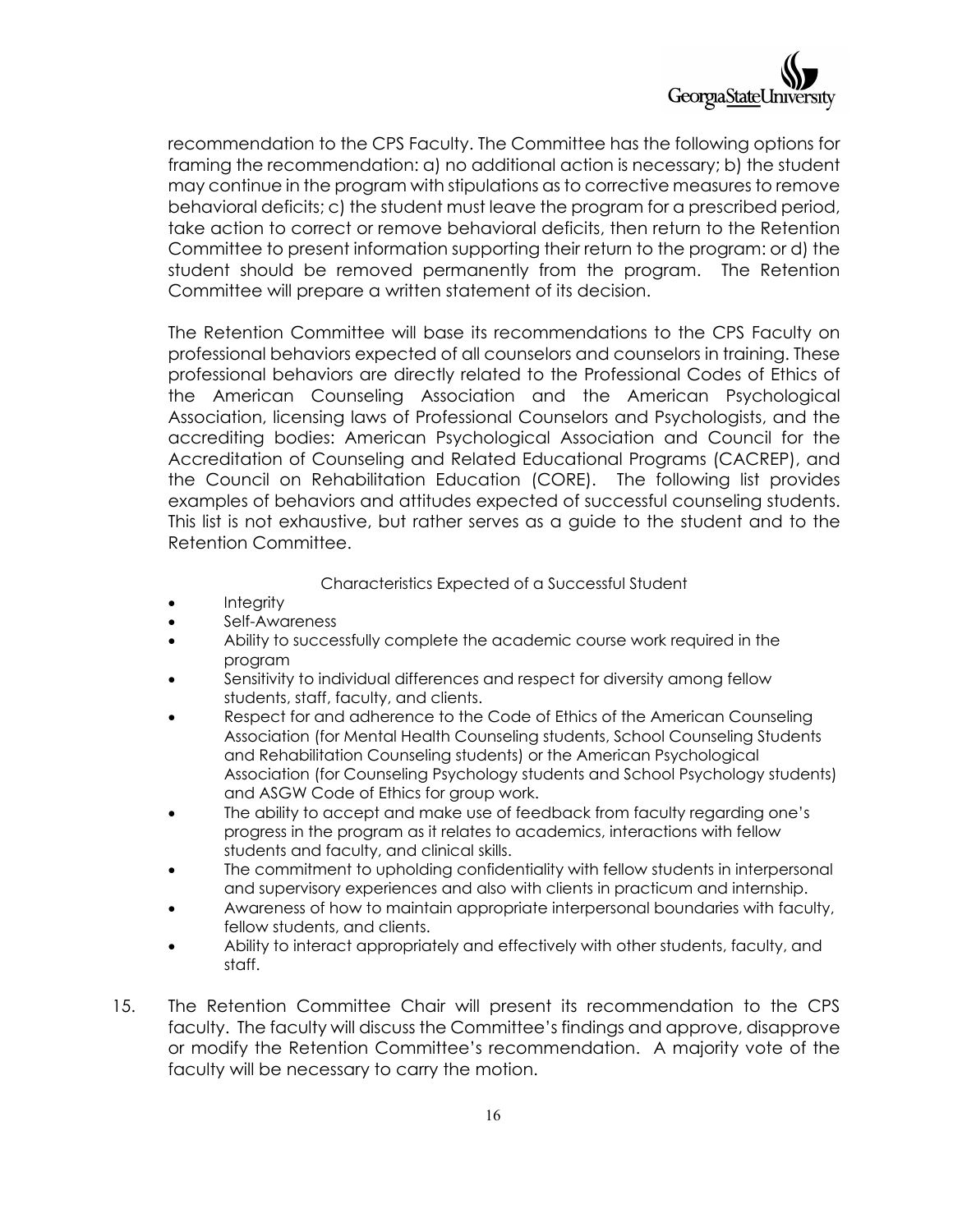recommendation to the CPS Faculty. The Committee has the following options for framing the recommendation: a) no additional action is necessary; b) the student may continue in the program with stipulations as to corrective measures to remove behavioral deficits; c) the student must leave the program for a prescribed period, take action to correct or remove behavioral deficits, then return to the Retention Committee to present information supporting their return to the program: or d) the student should be removed permanently from the program. The Retention Committee will prepare a written statement of its decision.

The Retention Committee will base its recommendations to the CPS Faculty on professional behaviors expected of all counselors and counselors in training. These professional behaviors are directly related to the Professional Codes of Ethics of the American Counseling Association and the American Psychological Association, licensing laws of Professional Counselors and Psychologists, and the accrediting bodies: American Psychological Association and Council for the Accreditation of Counseling and Related Educational Programs (CACREP), and the Council on Rehabilitation Education (CORE). The following list provides examples of behaviors and attitudes expected of successful counseling students. This list is not exhaustive, but rather serves as a guide to the student and to the Retention Committee.

Characteristics Expected of a Successful Student

- Integrity
- Self-Awareness
- Ability to successfully complete the academic course work required in the program
- Sensitivity to individual differences and respect for diversity among fellow students, staff, faculty, and clients.
- Respect for and adherence to the Code of Ethics of the American Counseling Association (for Mental Health Counseling students, School Counseling Students and Rehabilitation Counseling students) or the American Psychological Association (for Counseling Psychology students and School Psychology students) and ASGW Code of Ethics for group work.
- The ability to accept and make use of feedback from faculty regarding one's progress in the program as it relates to academics, interactions with fellow students and faculty, and clinical skills.
- The commitment to upholding confidentiality with fellow students in interpersonal and supervisory experiences and also with clients in practicum and internship.
- Awareness of how to maintain appropriate interpersonal boundaries with faculty, fellow students, and clients.
- Ability to interact appropriately and effectively with other students, faculty, and staff.

15. The Retention Committee Chair will present its recommendation to the CPS faculty. The faculty will discuss the Committee's findings and approve, disapprove or modify the Retention Committee's recommendation. A majority vote of the faculty will be necessary to carry the motion.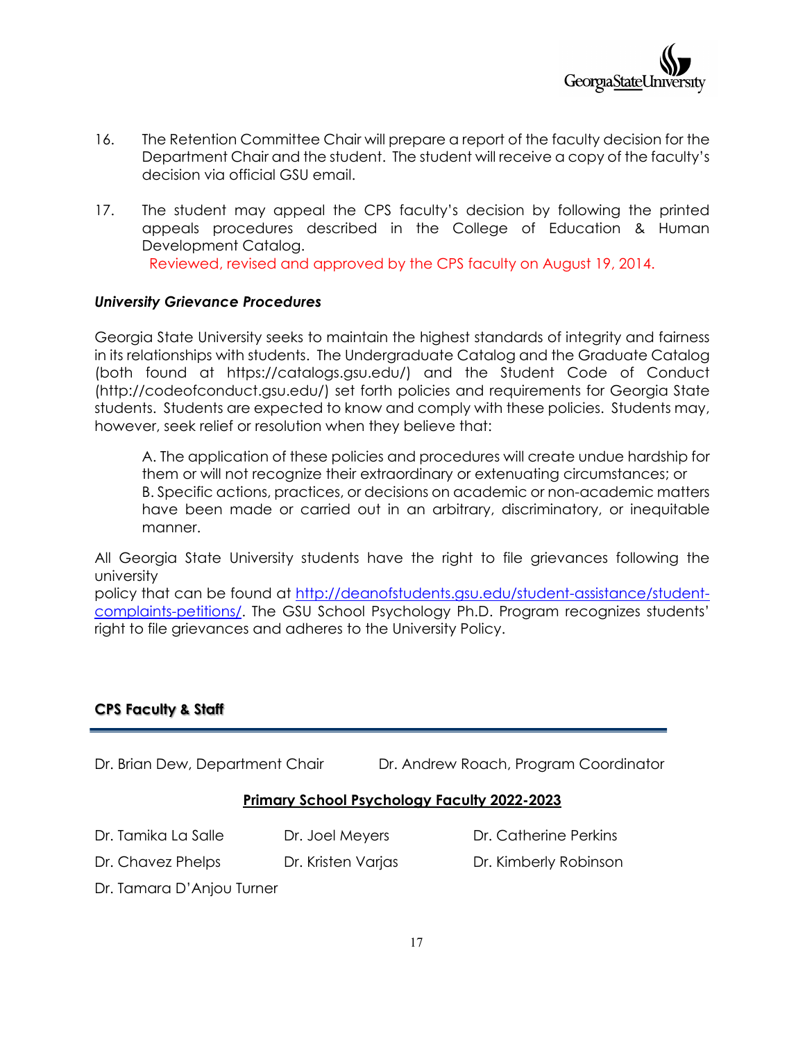16. The Retention Committee Chair will prepare a report of the faculty decision for the Department Chair and the student. The student will receive a copy of the faculty's decision via official GSU email.

17. The student may appeal the CPS faculty's decision by following the printed appeals procedures described in the College of Education & Human Development Catalog.
 Reviewed, revised and approved by the CPS faculty on August 19, 2014.

### *University Grievance Procedures*

Georgia State University seeks to maintain the highest standards of integrity and fairness in its relationships with students. The Undergraduate Catalog and the Graduate Catalog (both found at https://catalogs.gsu.edu/) and the Student Code of Conduct (http://codeofconduct.gsu.edu/) set forth policies and requirements for Georgia State students. Students are expected to know and comply with these policies. Students may, however, seek relief or resolution when they believe that:

A. The application of these policies and procedures will create undue hardship for them or will not recognize their extraordinary or extenuating circumstances; or
B. Specific actions, practices, or decisions on academic or non-academic matters have been made or carried out in an arbitrary, discriminatory, or inequitable manner.

All Georgia State University students have the right to file grievances following the university
policy that can be found at [http://deanofstudents.gsu.edu/student-assistance/student-complaints-petitions/](http://deanofstudents.gsu.edu/student-assistance/student-complaints-petitions/). The GSU School Psychology Ph.D. Program recognizes students' right to file grievances and adheres to the University Policy.

## CPS Faculty & Staff

Dr. Brian Dew, Department Chair  Dr. Andrew Roach, Program Coordinator

**Primary School Psychology Faculty 2022-2023**

Dr. Tamika La Salle  Dr. Joel Meyers  Dr. Catherine Perkins

Dr. Chavez Phelps  Dr. Kristen Varjas  Dr. Kimberly Robinson

Dr. Tamara D'Anjou Turner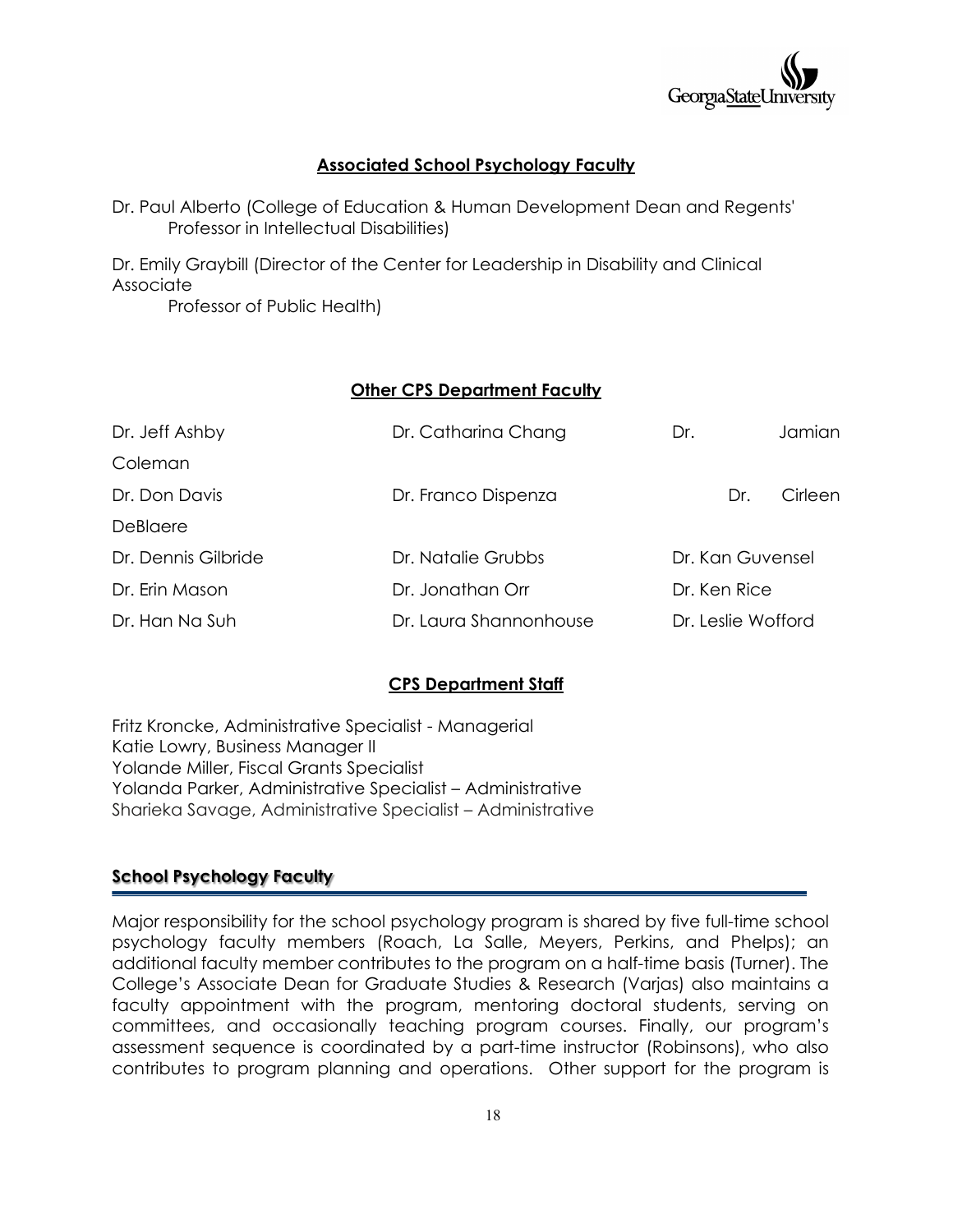## Associated School Psychology Faculty

Dr. Paul Alberto (College of Education & Human Development Dean and Regents' Professor in Intellectual Disabilities)

Dr. Emily Graybill (Director of the Center for Leadership in Disability and Clinical Associate Professor of Public Health)

## Other CPS Department Faculty

| | | |
|---|---|---|
| Dr. Jeff Ashby | Dr. Catharina Chang | Dr. Jamian Coleman |
| Dr. Don Davis | Dr. Franco Dispenza | Dr. Cirleen DeBlaere |
| Dr. Dennis Gilbride | Dr. Natalie Grubbs | Dr. Kan Guvensel |
| Dr. Erin Mason | Dr. Jonathan Orr | Dr. Ken Rice |
| Dr. Han Na Suh | Dr. Laura Shannonhouse | Dr. Leslie Wofford |

## CPS Department Staff

Fritz Kroncke, Administrative Specialist - Managerial
Katie Lowry, Business Manager II
Yolande Miller, Fiscal Grants Specialist
Yolanda Parker, Administrative Specialist – Administrative
Sharieka Savage, Administrative Specialist – Administrative

## School Psychology Faculty

Major responsibility for the school psychology program is shared by five full-time school psychology faculty members (Roach, La Salle, Meyers, Perkins, and Phelps); an additional faculty member contributes to the program on a half-time basis (Turner). The College's Associate Dean for Graduate Studies & Research (Varjas) also maintains a faculty appointment with the program, mentoring doctoral students, serving on committees, and occasionally teaching program courses. Finally, our program's assessment sequence is coordinated by a part-time instructor (Robinsons), who also contributes to program planning and operations. Other support for the program is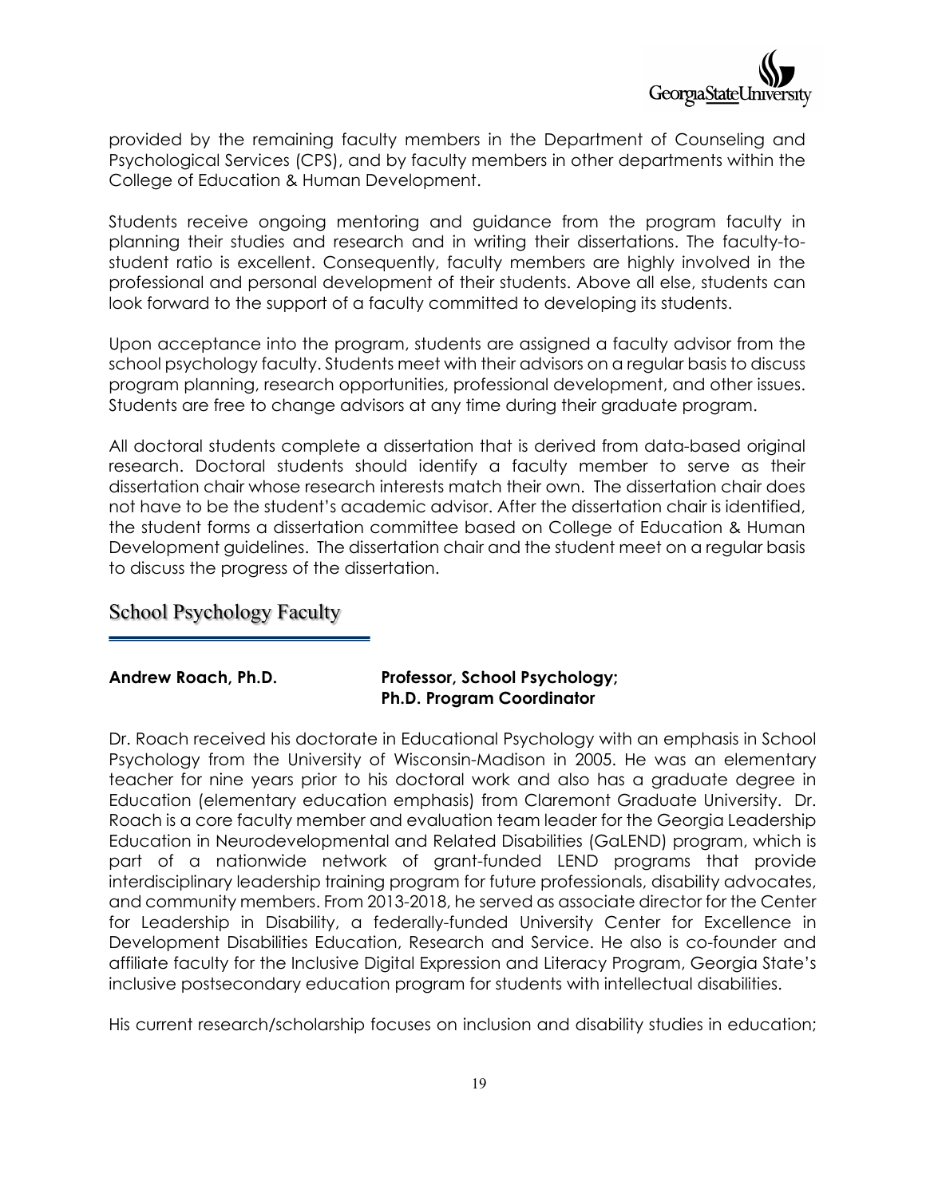provided by the remaining faculty members in the Department of Counseling and Psychological Services (CPS), and by faculty members in other departments within the College of Education & Human Development.

Students receive ongoing mentoring and guidance from the program faculty in planning their studies and research and in writing their dissertations. The faculty-to-student ratio is excellent. Consequently, faculty members are highly involved in the professional and personal development of their students. Above all else, students can look forward to the support of a faculty committed to developing its students.

Upon acceptance into the program, students are assigned a faculty advisor from the school psychology faculty. Students meet with their advisors on a regular basis to discuss program planning, research opportunities, professional development, and other issues. Students are free to change advisors at any time during their graduate program.

All doctoral students complete a dissertation that is derived from data-based original research. Doctoral students should identify a faculty member to serve as their dissertation chair whose research interests match their own. The dissertation chair does not have to be the student's academic advisor. After the dissertation chair is identified, the student forms a dissertation committee based on College of Education & Human Development guidelines. The dissertation chair and the student meet on a regular basis to discuss the progress of the dissertation.

## School Psychology Faculty

**Andrew Roach, Ph.D.** **Professor, School Psychology; Ph.D. Program Coordinator**

Dr. Roach received his doctorate in Educational Psychology with an emphasis in School Psychology from the University of Wisconsin-Madison in 2005. He was an elementary teacher for nine years prior to his doctoral work and also has a graduate degree in Education (elementary education emphasis) from Claremont Graduate University. Dr. Roach is a core faculty member and evaluation team leader for the Georgia Leadership Education in Neurodevelopmental and Related Disabilities (GaLEND) program, which is part of a nationwide network of grant-funded LEND programs that provide interdisciplinary leadership training program for future professionals, disability advocates, and community members. From 2013-2018, he served as associate director for the Center for Leadership in Disability, a federally-funded University Center for Excellence in Development Disabilities Education, Research and Service. He also is co-founder and affiliate faculty for the Inclusive Digital Expression and Literacy Program, Georgia State's inclusive postsecondary education program for students with intellectual disabilities.

His current research/scholarship focuses on inclusion and disability studies in education;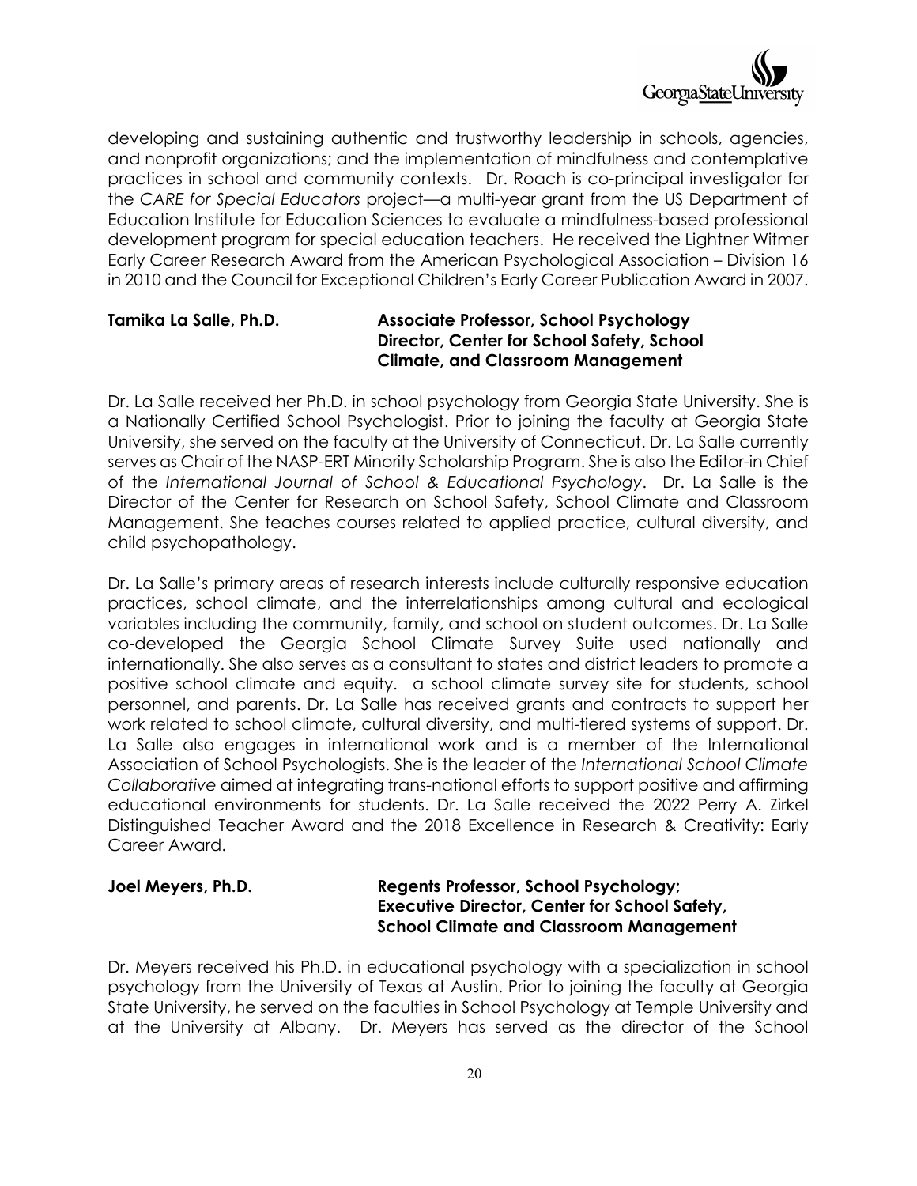developing and sustaining authentic and trustworthy leadership in schools, agencies, and nonprofit organizations; and the implementation of mindfulness and contemplative practices in school and community contexts. Dr. Roach is co-principal investigator for the *CARE for Special Educators* project—a multi-year grant from the US Department of Education Institute for Education Sciences to evaluate a mindfulness-based professional development program for special education teachers. He received the Lightner Witmer Early Career Research Award from the American Psychological Association – Division 16 in 2010 and the Council for Exceptional Children's Early Career Publication Award in 2007.

**Tamika La Salle, Ph.D.** — **Associate Professor, School Psychology; Director, Center for School Safety, School Climate, and Classroom Management**

Dr. La Salle received her Ph.D. in school psychology from Georgia State University. She is a Nationally Certified School Psychologist. Prior to joining the faculty at Georgia State University, she served on the faculty at the University of Connecticut. Dr. La Salle currently serves as Chair of the NASP-ERT Minority Scholarship Program. She is also the Editor-in Chief of the *International Journal of School & Educational Psychology*. Dr. La Salle is the Director of the Center for Research on School Safety, School Climate and Classroom Management. She teaches courses related to applied practice, cultural diversity, and child psychopathology.

Dr. La Salle's primary areas of research interests include culturally responsive education practices, school climate, and the interrelationships among cultural and ecological variables including the community, family, and school on student outcomes. Dr. La Salle co-developed the Georgia School Climate Survey Suite used nationally and internationally. She also serves as a consultant to states and district leaders to promote a positive school climate and equity. a school climate survey site for students, school personnel, and parents. Dr. La Salle has received grants and contracts to support her work related to school climate, cultural diversity, and multi-tiered systems of support. Dr. La Salle also engages in international work and is a member of the International Association of School Psychologists. She is the leader of the *International School Climate Collaborative* aimed at integrating trans-national efforts to support positive and affirming educational environments for students. Dr. La Salle received the 2022 Perry A. Zirkel Distinguished Teacher Award and the 2018 Excellence in Research & Creativity: Early Career Award.

**Joel Meyers, Ph.D.** — **Regents Professor, School Psychology; Executive Director, Center for School Safety, School Climate and Classroom Management**

Dr. Meyers received his Ph.D. in educational psychology with a specialization in school psychology from the University of Texas at Austin. Prior to joining the faculty at Georgia State University, he served on the faculties in School Psychology at Temple University and at the University at Albany. Dr. Meyers has served as the director of the School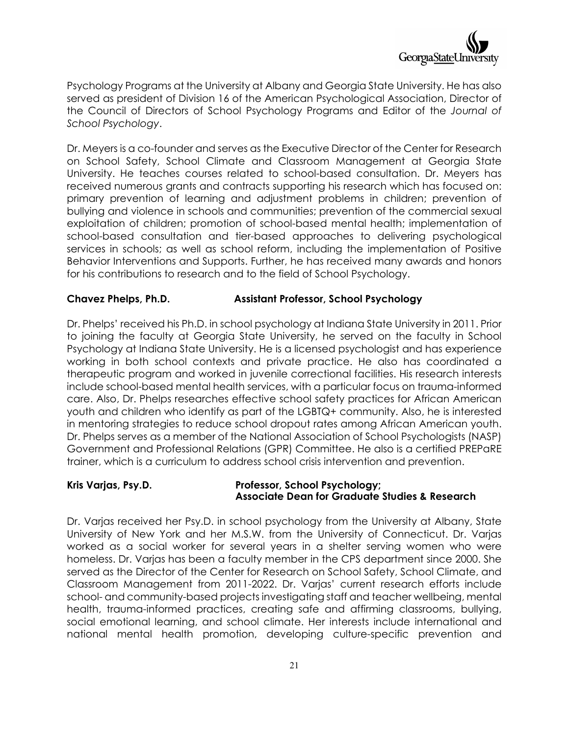Psychology Programs at the University at Albany and Georgia State University. He has also served as president of Division 16 of the American Psychological Association, Director of the Council of Directors of School Psychology Programs and Editor of the *Journal of School Psychology*.

Dr. Meyers is a co-founder and serves as the Executive Director of the Center for Research on School Safety, School Climate and Classroom Management at Georgia State University. He teaches courses related to school-based consultation. Dr. Meyers has received numerous grants and contracts supporting his research which has focused on: primary prevention of learning and adjustment problems in children; prevention of bullying and violence in schools and communities; prevention of the commercial sexual exploitation of children; promotion of school-based mental health; implementation of school-based consultation and tier-based approaches to delivering psychological services in schools; as well as school reform, including the implementation of Positive Behavior Interventions and Supports. Further, he has received many awards and honors for his contributions to research and to the field of School Psychology.

**Chavez Phelps, Ph.D.** **Assistant Professor, School Psychology**

Dr. Phelps' received his Ph.D. in school psychology at Indiana State University in 2011. Prior to joining the faculty at Georgia State University, he served on the faculty in School Psychology at Indiana State University. He is a licensed psychologist and has experience working in both school contexts and private practice. He also has coordinated a therapeutic program and worked in juvenile correctional facilities. His research interests include school-based mental health services, with a particular focus on trauma-informed care. Also, Dr. Phelps researches effective school safety practices for African American youth and children who identify as part of the LGBTQ+ community. Also, he is interested in mentoring strategies to reduce school dropout rates among African American youth. Dr. Phelps serves as a member of the National Association of School Psychologists (NASP) Government and Professional Relations (GPR) Committee. He also is a certified PREPaRE trainer, which is a curriculum to address school crisis intervention and prevention.

**Kris Varjas, Psy.D.** **Professor, School Psychology; Associate Dean for Graduate Studies & Research**

Dr. Varjas received her Psy.D. in school psychology from the University at Albany, State University of New York and her M.S.W. from the University of Connecticut. Dr. Varjas worked as a social worker for several years in a shelter serving women who were homeless. Dr. Varjas has been a faculty member in the CPS department since 2000. She served as the Director of the Center for Research on School Safety, School Climate, and Classroom Management from 2011-2022. Dr. Varjas' current research efforts include school- and community-based projects investigating staff and teacher wellbeing, mental health, trauma-informed practices, creating safe and affirming classrooms, bullying, social emotional learning, and school climate. Her interests include international and national mental health promotion, developing culture-specific prevention and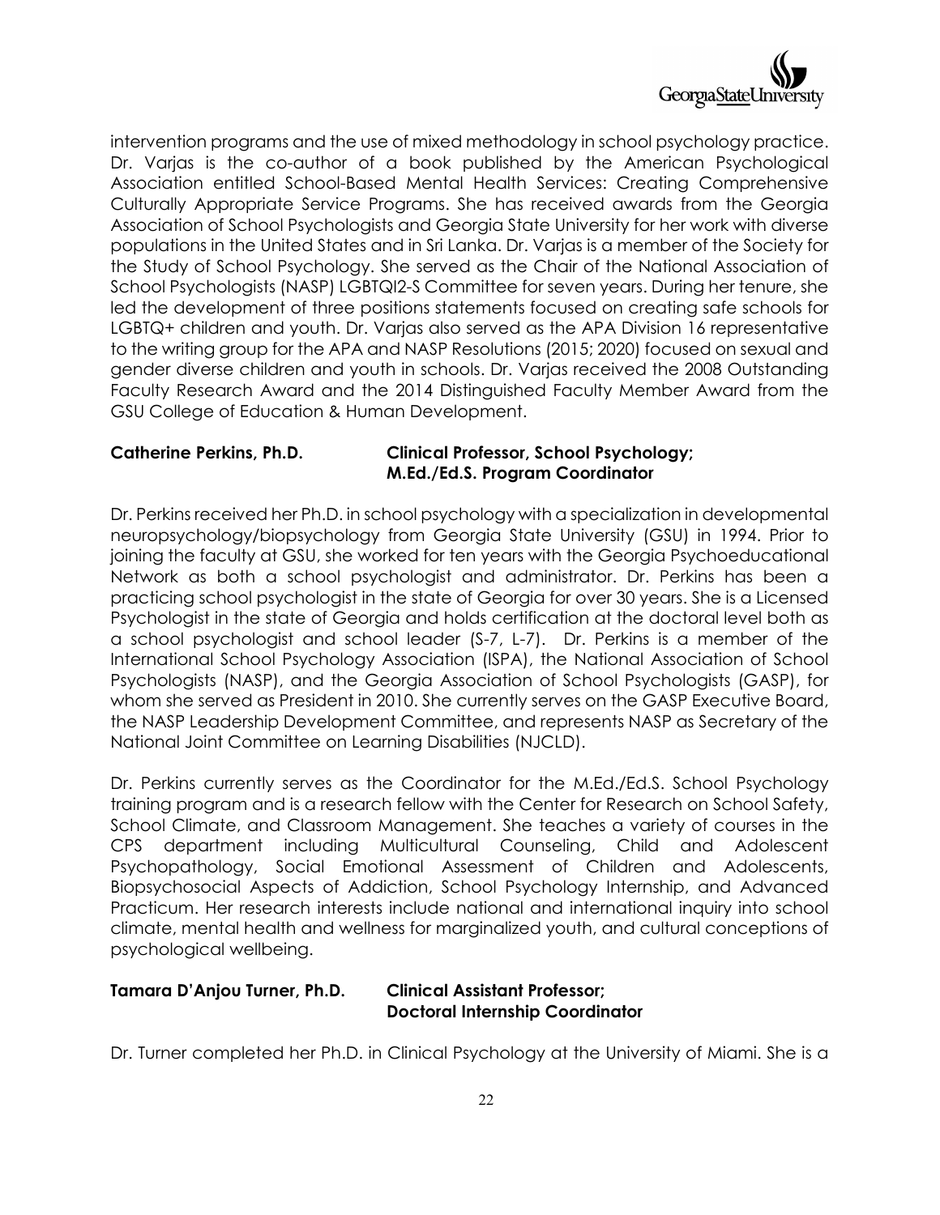intervention programs and the use of mixed methodology in school psychology practice. Dr. Varjas is the co-author of a book published by the American Psychological Association entitled School-Based Mental Health Services: Creating Comprehensive Culturally Appropriate Service Programs. She has received awards from the Georgia Association of School Psychologists and Georgia State University for her work with diverse populations in the United States and in Sri Lanka. Dr. Varjas is a member of the Society for the Study of School Psychology. She served as the Chair of the National Association of School Psychologists (NASP) LGBTQI2-S Committee for seven years. During her tenure, she led the development of three positions statements focused on creating safe schools for LGBTQ+ children and youth. Dr. Varjas also served as the APA Division 16 representative to the writing group for the APA and NASP Resolutions (2015; 2020) focused on sexual and gender diverse children and youth in schools. Dr. Varjas received the 2008 Outstanding Faculty Research Award and the 2014 Distinguished Faculty Member Award from the GSU College of Education & Human Development.

**Catherine Perkins, Ph.D.** **Clinical Professor, School Psychology; M.Ed./Ed.S. Program Coordinator**

Dr. Perkins received her Ph.D. in school psychology with a specialization in developmental neuropsychology/biopsychology from Georgia State University (GSU) in 1994. Prior to joining the faculty at GSU, she worked for ten years with the Georgia Psychoeducational Network as both a school psychologist and administrator. Dr. Perkins has been a practicing school psychologist in the state of Georgia for over 30 years. She is a Licensed Psychologist in the state of Georgia and holds certification at the doctoral level both as a school psychologist and school leader (S-7, L-7). Dr. Perkins is a member of the International School Psychology Association (ISPA), the National Association of School Psychologists (NASP), and the Georgia Association of School Psychologists (GASP), for whom she served as President in 2010. She currently serves on the GASP Executive Board, the NASP Leadership Development Committee, and represents NASP as Secretary of the National Joint Committee on Learning Disabilities (NJCLD).

Dr. Perkins currently serves as the Coordinator for the M.Ed./Ed.S. School Psychology training program and is a research fellow with the Center for Research on School Safety, School Climate, and Classroom Management. She teaches a variety of courses in the CPS department including Multicultural Counseling, Child and Adolescent Psychopathology, Social Emotional Assessment of Children and Adolescents, Biopsychosocial Aspects of Addiction, School Psychology Internship, and Advanced Practicum. Her research interests include national and international inquiry into school climate, mental health and wellness for marginalized youth, and cultural conceptions of psychological wellbeing.

**Tamara D'Anjou Turner, Ph.D.** **Clinical Assistant Professor; Doctoral Internship Coordinator**

Dr. Turner completed her Ph.D. in Clinical Psychology at the University of Miami. She is a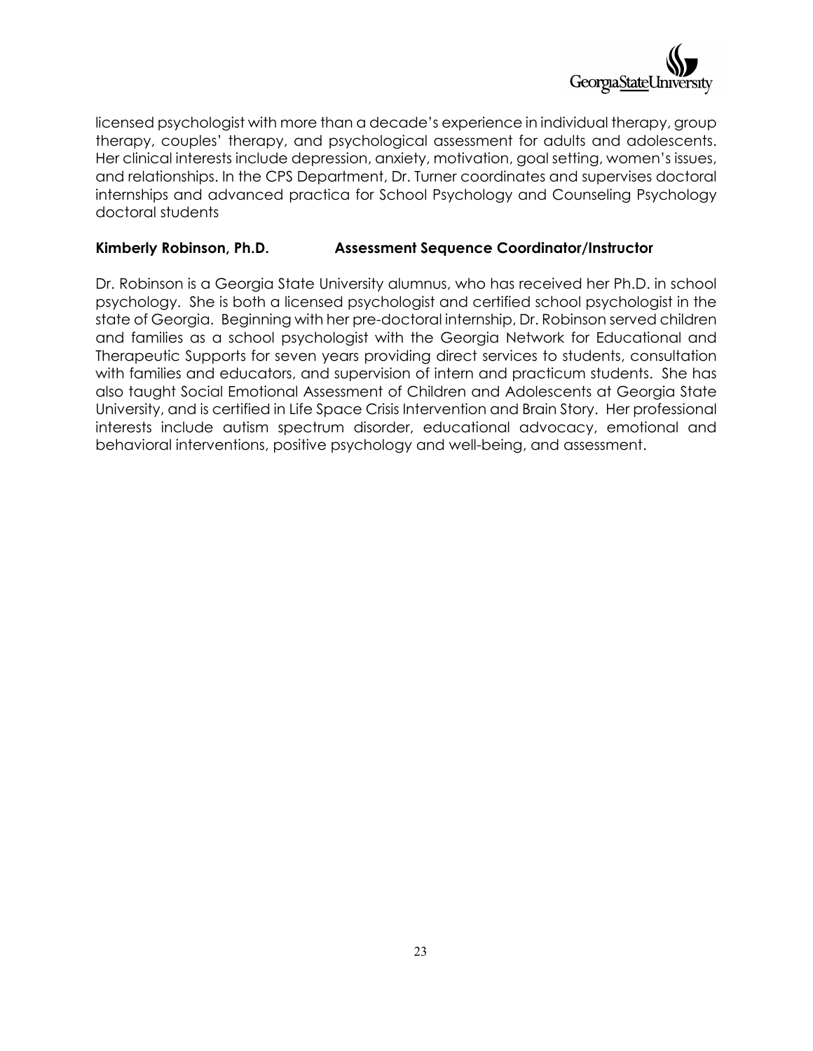licensed psychologist with more than a decade's experience in individual therapy, group therapy, couples' therapy, and psychological assessment for adults and adolescents. Her clinical interests include depression, anxiety, motivation, goal setting, women's issues, and relationships. In the CPS Department, Dr. Turner coordinates and supervises doctoral internships and advanced practica for School Psychology and Counseling Psychology doctoral students

**Kimberly Robinson, Ph.D. Assessment Sequence Coordinator/Instructor**

Dr. Robinson is a Georgia State University alumnus, who has received her Ph.D. in school psychology. She is both a licensed psychologist and certified school psychologist in the state of Georgia. Beginning with her pre-doctoral internship, Dr. Robinson served children and families as a school psychologist with the Georgia Network for Educational and Therapeutic Supports for seven years providing direct services to students, consultation with families and educators, and supervision of intern and practicum students. She has also taught Social Emotional Assessment of Children and Adolescents at Georgia State University, and is certified in Life Space Crisis Intervention and Brain Story. Her professional interests include autism spectrum disorder, educational advocacy, emotional and behavioral interventions, positive psychology and well-being, and assessment.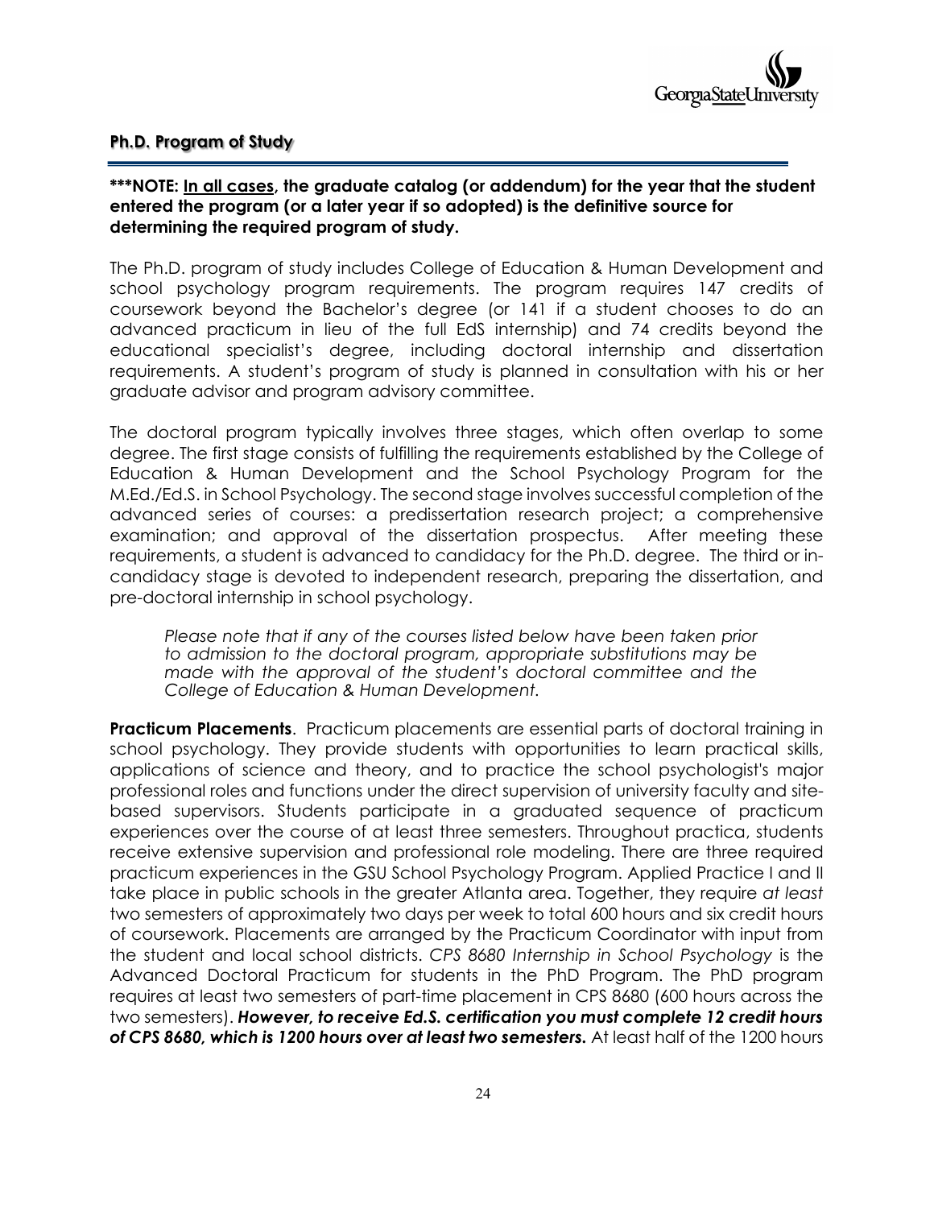## Ph.D. Program of Study

**\*\*\*NOTE: <u>In all cases</u>, the graduate catalog (or addendum) for the year that the student entered the program (or a later year if so adopted) is the definitive source for determining the required program of study.**

The Ph.D. program of study includes College of Education & Human Development and school psychology program requirements. The program requires 147 credits of coursework beyond the Bachelor's degree (or 141 if a student chooses to do an advanced practicum in lieu of the full EdS internship) and 74 credits beyond the educational specialist's degree, including doctoral internship and dissertation requirements. A student's program of study is planned in consultation with his or her graduate advisor and program advisory committee.

The doctoral program typically involves three stages, which often overlap to some degree. The first stage consists of fulfilling the requirements established by the College of Education & Human Development and the School Psychology Program for the M.Ed./Ed.S. in School Psychology. The second stage involves successful completion of the advanced series of courses: a predissertation research project; a comprehensive examination; and approval of the dissertation prospectus. After meeting these requirements, a student is advanced to candidacy for the Ph.D. degree. The third or in-candidacy stage is devoted to independent research, preparing the dissertation, and pre-doctoral internship in school psychology.

> *Please note that if any of the courses listed below have been taken prior to admission to the doctoral program, appropriate substitutions may be made with the approval of the student's doctoral committee and the College of Education & Human Development.*

**Practicum Placements**. Practicum placements are essential parts of doctoral training in school psychology. They provide students with opportunities to learn practical skills, applications of science and theory, and to practice the school psychologist's major professional roles and functions under the direct supervision of university faculty and site-based supervisors. Students participate in a graduated sequence of practicum experiences over the course of at least three semesters. Throughout practica, students receive extensive supervision and professional role modeling. There are three required practicum experiences in the GSU School Psychology Program. Applied Practice I and II take place in public schools in the greater Atlanta area. Together, they require *at least* two semesters of approximately two days per week to total 600 hours and six credit hours of coursework. Placements are arranged by the Practicum Coordinator with input from the student and local school districts. *CPS 8680 Internship in School Psychology* is the Advanced Doctoral Practicum for students in the PhD Program. The PhD program requires at least two semesters of part-time placement in CPS 8680 (600 hours across the two semesters). ***However, to receive Ed.S. certification you must complete 12 credit hours of CPS 8680, which is 1200 hours over at least two semesters.*** At least half of the 1200 hours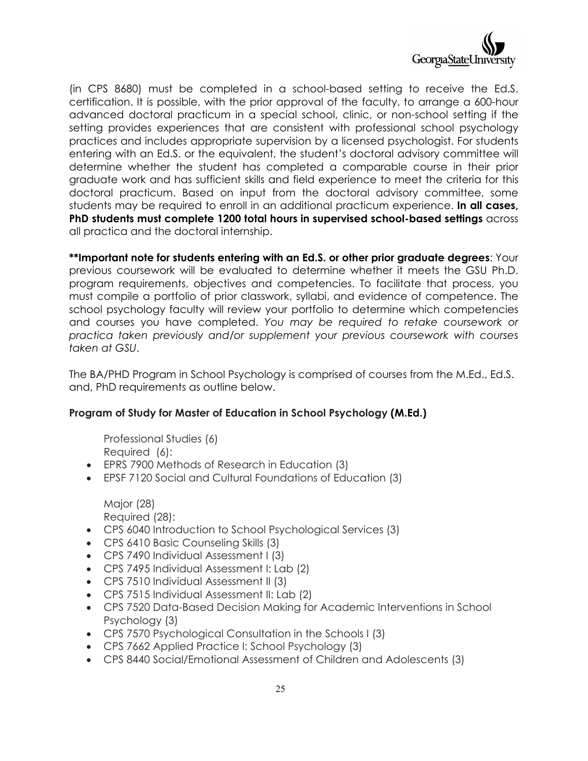(in CPS 8680) must be completed in a school-based setting to receive the Ed.S. certification. It is possible, with the prior approval of the faculty, to arrange a 600-hour advanced doctoral practicum in a special school, clinic, or non-school setting if the setting provides experiences that are consistent with professional school psychology practices and includes appropriate supervision by a licensed psychologist. For students entering with an Ed.S. or the equivalent, the student's doctoral advisory committee will determine whether the student has completed a comparable course in their prior graduate work and has sufficient skills and field experience to meet the criteria for this doctoral practicum. Based on input from the doctoral advisory committee, some students may be required to enroll in an additional practicum experience. **In all cases, PhD students must complete 1200 total hours in supervised school-based settings** across all practica and the doctoral internship.

****Important note for students entering with an Ed.S. or other prior graduate degrees**: Your previous coursework will be evaluated to determine whether it meets the GSU Ph.D. program requirements, objectives and competencies. To facilitate that process, you must compile a portfolio of prior classwork, syllabi, and evidence of competence. The school psychology faculty will review your portfolio to determine which competencies and courses you have completed. *You may be required to retake coursework or practica taken previously and/or supplement your previous coursework with courses taken at GSU*.

The BA/PHD Program in School Psychology is comprised of courses from the M.Ed., Ed.S. and, PhD requirements as outline below.

**Program of Study for Master of Education in School Psychology (M.Ed.)**

Professional Studies (6)
Required (6):

- EPRS 7900 Methods of Research in Education (3)
- EPSF 7120 Social and Cultural Foundations of Education (3)

Major (28)
Required (28):

- CPS 6040 Introduction to School Psychological Services (3)
- CPS 6410 Basic Counseling Skills (3)
- CPS 7490 Individual Assessment I (3)
- CPS 7495 Individual Assessment I: Lab (2)
- CPS 7510 Individual Assessment II (3)
- CPS 7515 Individual Assessment II: Lab (2)
- CPS 7520 Data-Based Decision Making for Academic Interventions in School Psychology (3)
- CPS 7570 Psychological Consultation in the Schools I (3)
- CPS 7662 Applied Practice I: School Psychology (3)
- CPS 8440 Social/Emotional Assessment of Children and Adolescents (3)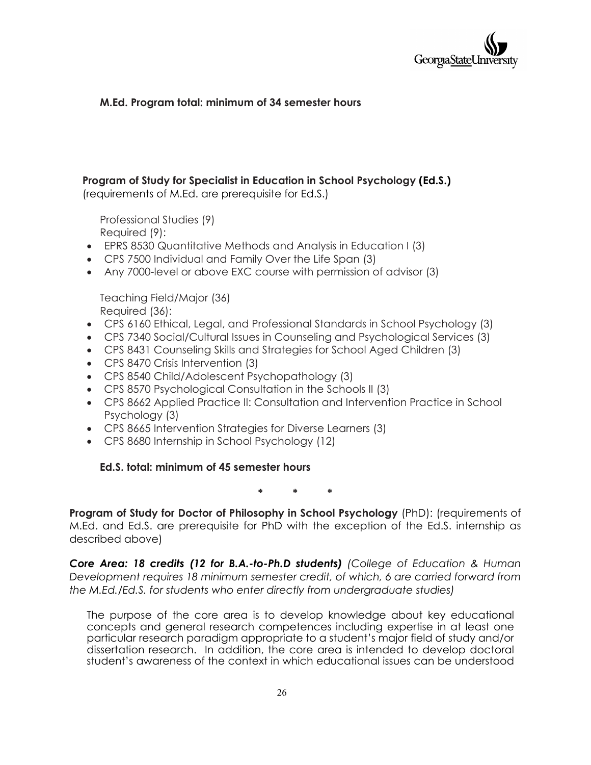**M.Ed. Program total: minimum of 34 semester hours**

**Program of Study for Specialist in Education in School Psychology (Ed.S.)**
(requirements of M.Ed. are prerequisite for Ed.S.)

Professional Studies (9)
Required (9):

- EPRS 8530 Quantitative Methods and Analysis in Education I (3)
- CPS 7500 Individual and Family Over the Life Span (3)
- Any 7000-level or above EXC course with permission of advisor (3)

Teaching Field/Major (36)
Required (36):

- CPS 6160 Ethical, Legal, and Professional Standards in School Psychology (3)
- CPS 7340 Social/Cultural Issues in Counseling and Psychological Services (3)
- CPS 8431 Counseling Skills and Strategies for School Aged Children (3)
- CPS 8470 Crisis Intervention (3)
- CPS 8540 Child/Adolescent Psychopathology (3)
- CPS 8570 Psychological Consultation in the Schools II (3)
- CPS 8662 Applied Practice II: Consultation and Intervention Practice in School Psychology (3)
- CPS 8665 Intervention Strategies for Diverse Learners (3)
- CPS 8680 Internship in School Psychology (12)

**Ed.S. total: minimum of 45 semester hours**

\* \* \*

**Program of Study for Doctor of Philosophy in School Psychology** (PhD): (requirements of M.Ed. and Ed.S. are prerequisite for PhD with the exception of the Ed.S. internship as described above)

***Core Area: 18 credits (12 for B.A.-to-Ph.D students)*** *(College of Education & Human Development requires 18 minimum semester credit, of which, 6 are carried forward from the M.Ed./Ed.S. for students who enter directly from undergraduate studies)*

The purpose of the core area is to develop knowledge about key educational concepts and general research competences including expertise in at least one particular research paradigm appropriate to a student's major field of study and/or dissertation research. In addition, the core area is intended to develop doctoral student's awareness of the context in which educational issues can be understood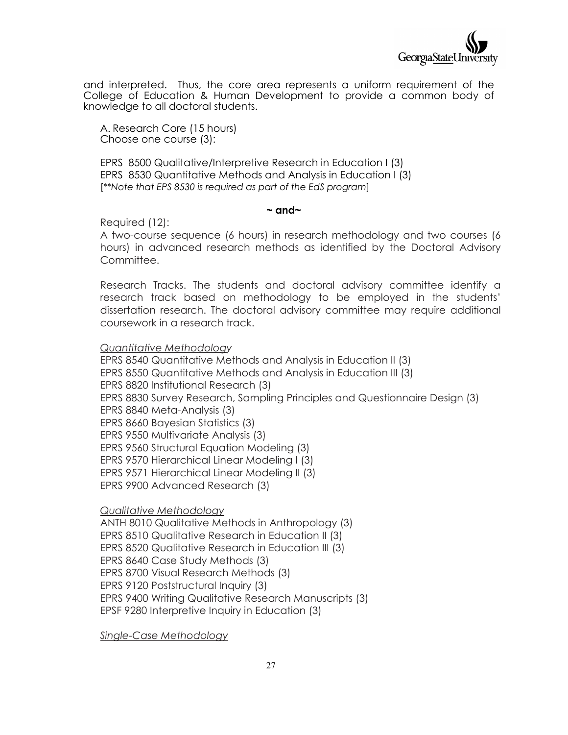and interpreted. Thus, the core area represents a uniform requirement of the College of Education & Human Development to provide a common body of knowledge to all doctoral students.

A. Research Core (15 hours)
Choose one course (3):

EPRS 8500 Qualitative/Interpretive Research in Education I (3)
EPRS 8530 Quantitative Methods and Analysis in Education I (3)
[*\*\*Note that EPS 8530 is required as part of the EdS program*]

**~ and~**

Required (12):
A two-course sequence (6 hours) in research methodology and two courses (6 hours) in advanced research methods as identified by the Doctoral Advisory Committee.

Research Tracks. The students and doctoral advisory committee identify a research track based on methodology to be employed in the students' dissertation research. The doctoral advisory committee may require additional coursework in a research track.

*Quantitative Methodology*

EPRS 8540 Quantitative Methods and Analysis in Education II (3)
EPRS 8550 Quantitative Methods and Analysis in Education III (3)
EPRS 8820 Institutional Research (3)
EPRS 8830 Survey Research, Sampling Principles and Questionnaire Design (3)
EPRS 8840 Meta-Analysis (3)
EPRS 8660 Bayesian Statistics (3)
EPRS 9550 Multivariate Analysis (3)
EPRS 9560 Structural Equation Modeling (3)
EPRS 9570 Hierarchical Linear Modeling I (3)
EPRS 9571 Hierarchical Linear Modeling II (3)
EPRS 9900 Advanced Research (3)

*Qualitative Methodology*

ANTH 8010 Qualitative Methods in Anthropology (3)
EPRS 8510 Qualitative Research in Education II (3)
EPRS 8520 Qualitative Research in Education III (3)
EPRS 8640 Case Study Methods (3)
EPRS 8700 Visual Research Methods (3)
EPRS 9120 Poststructural Inquiry (3)
EPRS 9400 Writing Qualitative Research Manuscripts (3)
EPSF 9280 Interpretive Inquiry in Education (3)

*Single-Case Methodology*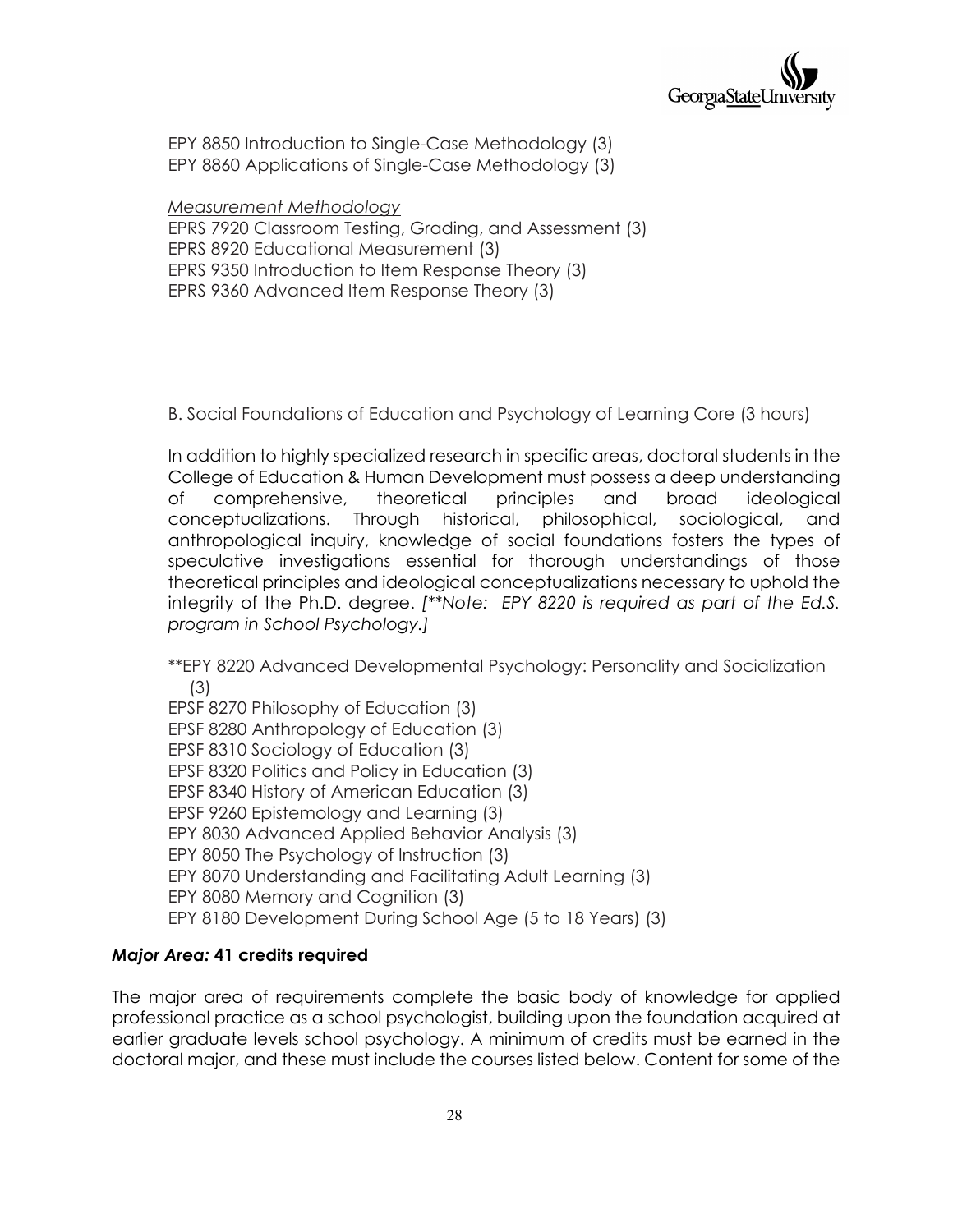EPY 8850 Introduction to Single-Case Methodology (3)
EPY 8860 Applications of Single-Case Methodology (3)

*Measurement Methodology*
EPRS 7920 Classroom Testing, Grading, and Assessment (3)
EPRS 8920 Educational Measurement (3)
EPRS 9350 Introduction to Item Response Theory (3)
EPRS 9360 Advanced Item Response Theory (3)

B. Social Foundations of Education and Psychology of Learning Core (3 hours)

In addition to highly specialized research in specific areas, doctoral students in the College of Education & Human Development must possess a deep understanding of comprehensive, theoretical principles and broad ideological conceptualizations. Through historical, philosophical, sociological, and anthropological inquiry, knowledge of social foundations fosters the types of speculative investigations essential for thorough understandings of those theoretical principles and ideological conceptualizations necessary to uphold the integrity of the Ph.D. degree. *[**Note: EPY 8220 is required as part of the Ed.S. program in School Psychology.]*

**EPY 8220 Advanced Developmental Psychology: Personality and Socialization (3)
EPSF 8270 Philosophy of Education (3)
EPSF 8280 Anthropology of Education (3)
EPSF 8310 Sociology of Education (3)
EPSF 8320 Politics and Policy in Education (3)
EPSF 8340 History of American Education (3)
EPSF 9260 Epistemology and Learning (3)
EPY 8030 Advanced Applied Behavior Analysis (3)
EPY 8050 The Psychology of Instruction (3)
EPY 8070 Understanding and Facilitating Adult Learning (3)
EPY 8080 Memory and Cognition (3)
EPY 8180 Development During School Age (5 to 18 Years) (3)

***Major Area:* 41 credits required**

The major area of requirements complete the basic body of knowledge for applied professional practice as a school psychologist, building upon the foundation acquired at earlier graduate levels school psychology. A minimum of credits must be earned in the doctoral major, and these must include the courses listed below. Content for some of the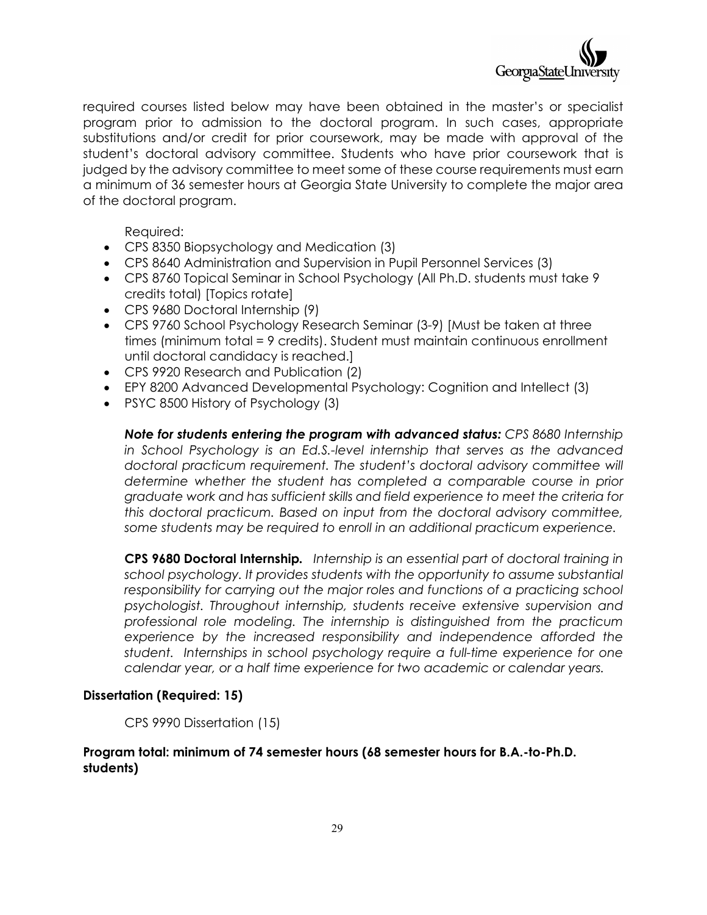required courses listed below may have been obtained in the master's or specialist program prior to admission to the doctoral program. In such cases, appropriate substitutions and/or credit for prior coursework, may be made with approval of the student's doctoral advisory committee. Students who have prior coursework that is judged by the advisory committee to meet some of these course requirements must earn a minimum of 36 semester hours at Georgia State University to complete the major area of the doctoral program.

Required:

- CPS 8350 Biopsychology and Medication (3)
- CPS 8640 Administration and Supervision in Pupil Personnel Services (3)
- CPS 8760 Topical Seminar in School Psychology (All Ph.D. students must take 9 credits total) [Topics rotate]
- CPS 9680 Doctoral Internship (9)
- CPS 9760 School Psychology Research Seminar (3-9) [Must be taken at three times (minimum total = 9 credits). Student must maintain continuous enrollment until doctoral candidacy is reached.]
- CPS 9920 Research and Publication (2)
- EPY 8200 Advanced Developmental Psychology: Cognition and Intellect (3)
- PSYC 8500 History of Psychology (3)

***Note for students entering the program with advanced status:*** *CPS 8680 Internship in School Psychology is an Ed.S.-level internship that serves as the advanced doctoral practicum requirement. The student's doctoral advisory committee will determine whether the student has completed a comparable course in prior graduate work and has sufficient skills and field experience to meet the criteria for this doctoral practicum. Based on input from the doctoral advisory committee, some students may be required to enroll in an additional practicum experience.*

**CPS 9680 Doctoral Internship.** *Internship is an essential part of doctoral training in school psychology. It provides students with the opportunity to assume substantial responsibility for carrying out the major roles and functions of a practicing school psychologist. Throughout internship, students receive extensive supervision and professional role modeling. The internship is distinguished from the practicum experience by the increased responsibility and independence afforded the student. Internships in school psychology require a full-time experience for one calendar year, or a half time experience for two academic or calendar years.*

**Dissertation (Required: 15)**

CPS 9990 Dissertation (15)

**Program total: minimum of 74 semester hours (68 semester hours for B.A.-to-Ph.D. students)**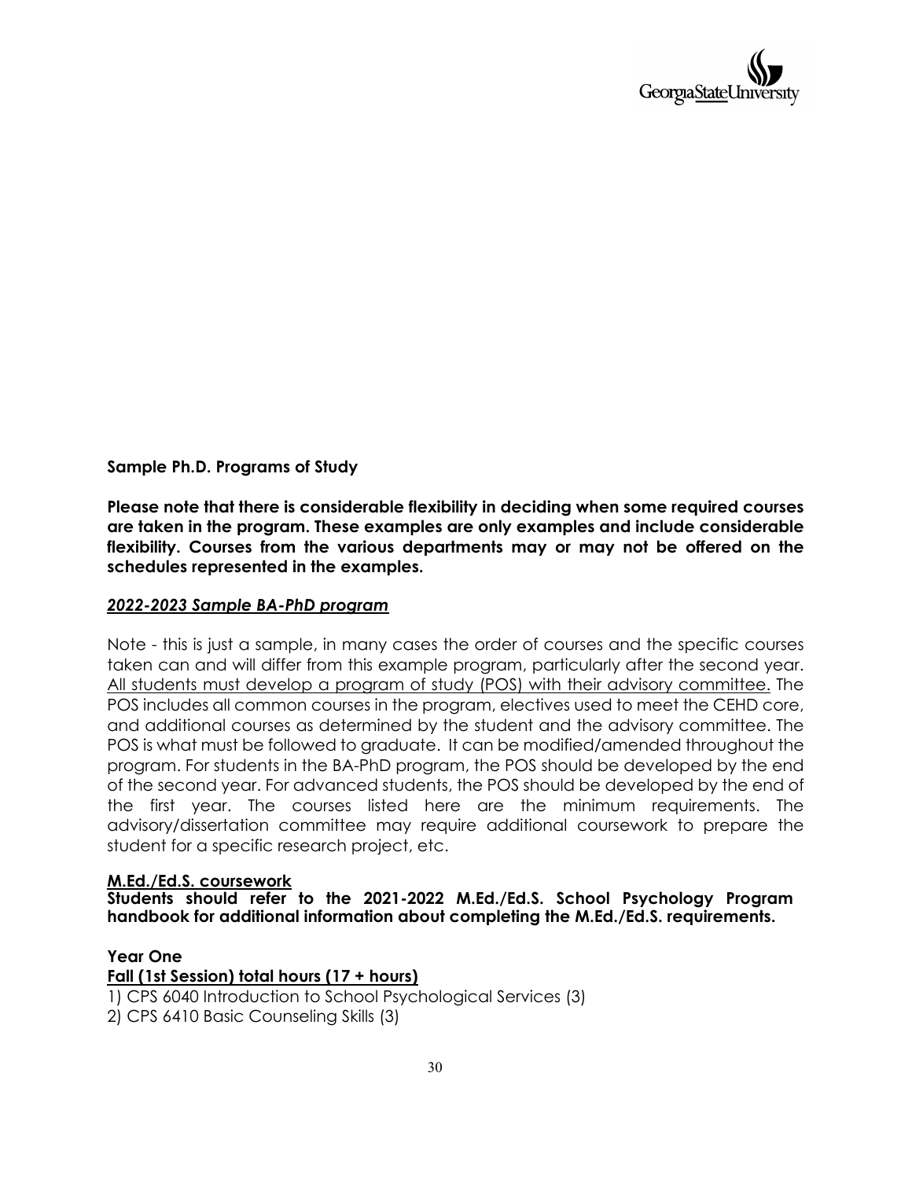**Sample Ph.D. Programs of Study**

**Please note that there is considerable flexibility in deciding when some required courses are taken in the program. These examples are only examples and include considerable flexibility. Courses from the various departments may or may not be offered on the schedules represented in the examples.**

***2022-2023 Sample BA-PhD program***

Note - this is just a sample, in many cases the order of courses and the specific courses taken can and will differ from this example program, particularly after the second year. All students must develop a program of study (POS) with their advisory committee. The POS includes all common courses in the program, electives used to meet the CEHD core, and additional courses as determined by the student and the advisory committee. The POS is what must be followed to graduate. It can be modified/amended throughout the program. For students in the BA-PhD program, the POS should be developed by the end of the second year. For advanced students, the POS should be developed by the end of the first year. The courses listed here are the minimum requirements. The advisory/dissertation committee may require additional coursework to prepare the student for a specific research project, etc.

**M.Ed./Ed.S. coursework**

**Students should refer to the 2021-2022 M.Ed./Ed.S. School Psychology Program handbook for additional information about completing the M.Ed./Ed.S. requirements.**

**Year One**

**Fall (1st Session) total hours (17 + hours)**

1) CPS 6040 Introduction to School Psychological Services (3)
2) CPS 6410 Basic Counseling Skills (3)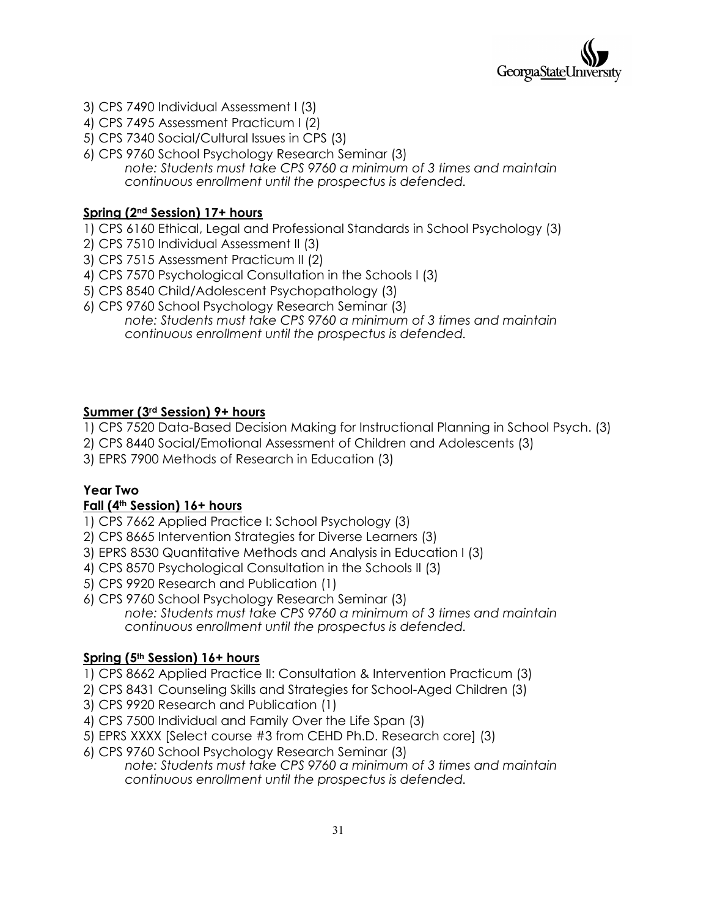3) CPS 7490 Individual Assessment I (3)
4) CPS 7495 Assessment Practicum I (2)
5) CPS 7340 Social/Cultural Issues in CPS (3)
6) CPS 9760 School Psychology Research Seminar (3)
    *note: Students must take CPS 9760 a minimum of 3 times and maintain continuous enrollment until the prospectus is defended.*

**Spring (2nd Session) 17+ hours**

1) CPS 6160 Ethical, Legal and Professional Standards in School Psychology (3)
2) CPS 7510 Individual Assessment II (3)
3) CPS 7515 Assessment Practicum II (2)
4) CPS 7570 Psychological Consultation in the Schools I (3)
5) CPS 8540 Child/Adolescent Psychopathology (3)
6) CPS 9760 School Psychology Research Seminar (3)
    *note: Students must take CPS 9760 a minimum of 3 times and maintain continuous enrollment until the prospectus is defended.*

**Summer (3rd Session) 9+ hours**

1) CPS 7520 Data-Based Decision Making for Instructional Planning in School Psych. (3)
2) CPS 8440 Social/Emotional Assessment of Children and Adolescents (3)
3) EPRS 7900 Methods of Research in Education (3)

**Year Two**

**Fall (4th Session) 16+ hours**

1) CPS 7662 Applied Practice I: School Psychology (3)
2) CPS 8665 Intervention Strategies for Diverse Learners (3)
3) EPRS 8530 Quantitative Methods and Analysis in Education I (3)
4) CPS 8570 Psychological Consultation in the Schools II (3)
5) CPS 9920 Research and Publication (1)
6) CPS 9760 School Psychology Research Seminar (3)
    *note: Students must take CPS 9760 a minimum of 3 times and maintain continuous enrollment until the prospectus is defended.*

**Spring (5th Session) 16+ hours**

1) CPS 8662 Applied Practice II: Consultation & Intervention Practicum (3)
2) CPS 8431 Counseling Skills and Strategies for School-Aged Children (3)
3) CPS 9920 Research and Publication (1)
4) CPS 7500 Individual and Family Over the Life Span (3)
5) EPRS XXXX [Select course #3 from CEHD Ph.D. Research core] (3)
6) CPS 9760 School Psychology Research Seminar (3)
    *note: Students must take CPS 9760 a minimum of 3 times and maintain continuous enrollment until the prospectus is defended.*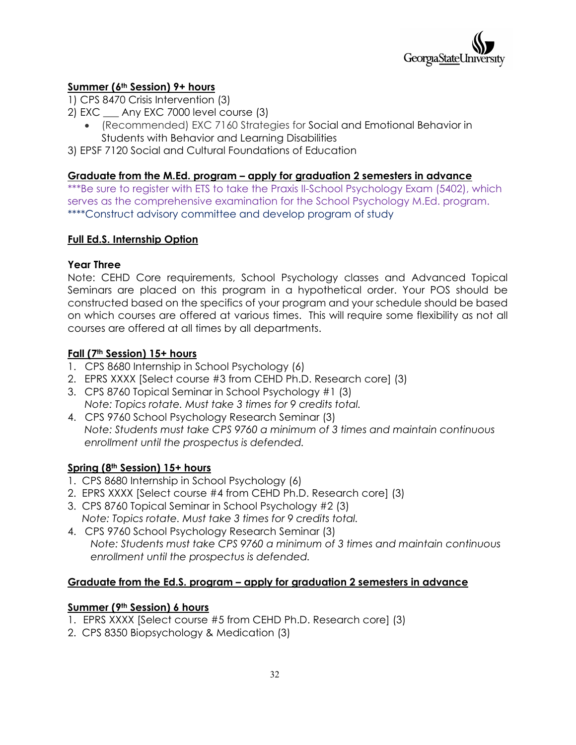**Summer (6th Session) 9+ hours**

1) CPS 8470 Crisis Intervention (3)
2) EXC ___ Any EXC 7000 level course (3)
   - (Recommended) EXC 7160 Strategies for Social and Emotional Behavior in Students with Behavior and Learning Disabilities
3) EPSF 7120 Social and Cultural Foundations of Education

**Graduate from the M.Ed. program – apply for graduation 2 semesters in advance**

***Be sure to register with ETS to take the Praxis II-School Psychology Exam (5402), which serves as the comprehensive examination for the School Psychology M.Ed. program.
****Construct advisory committee and develop program of study

**Full Ed.S. Internship Option**

**Year Three**

Note: CEHD Core requirements, School Psychology classes and Advanced Topical Seminars are placed on this program in a hypothetical order. Your POS should be constructed based on the specifics of your program and your schedule should be based on which courses are offered at various times. This will require some flexibility as not all courses are offered at all times by all departments.

**Fall (7th Session) 15+ hours**

1. CPS 8680 Internship in School Psychology (6)
2. EPRS XXXX [Select course #3 from CEHD Ph.D. Research core] (3)
3. CPS 8760 Topical Seminar in School Psychology #1 (3)
   *Note: Topics rotate. Must take 3 times for 9 credits total.*
4. CPS 9760 School Psychology Research Seminar (3)
   *Note: Students must take CPS 9760 a minimum of 3 times and maintain continuous enrollment until the prospectus is defended.*

**Spring (8th Session) 15+ hours**

1. CPS 8680 Internship in School Psychology (6)
2. EPRS XXXX [Select course #4 from CEHD Ph.D. Research core] (3)
3. CPS 8760 Topical Seminar in School Psychology #2 (3)
   *Note: Topics rotate. Must take 3 times for 9 credits total.*
4. CPS 9760 School Psychology Research Seminar (3)
   *Note: Students must take CPS 9760 a minimum of 3 times and maintain continuous enrollment until the prospectus is defended.*

**Graduate from the Ed.S. program – apply for graduation 2 semesters in advance**

**Summer (9th Session) 6 hours**

1. EPRS XXXX [Select course #5 from CEHD Ph.D. Research core] (3)
2. CPS 8350 Biopsychology & Medication (3)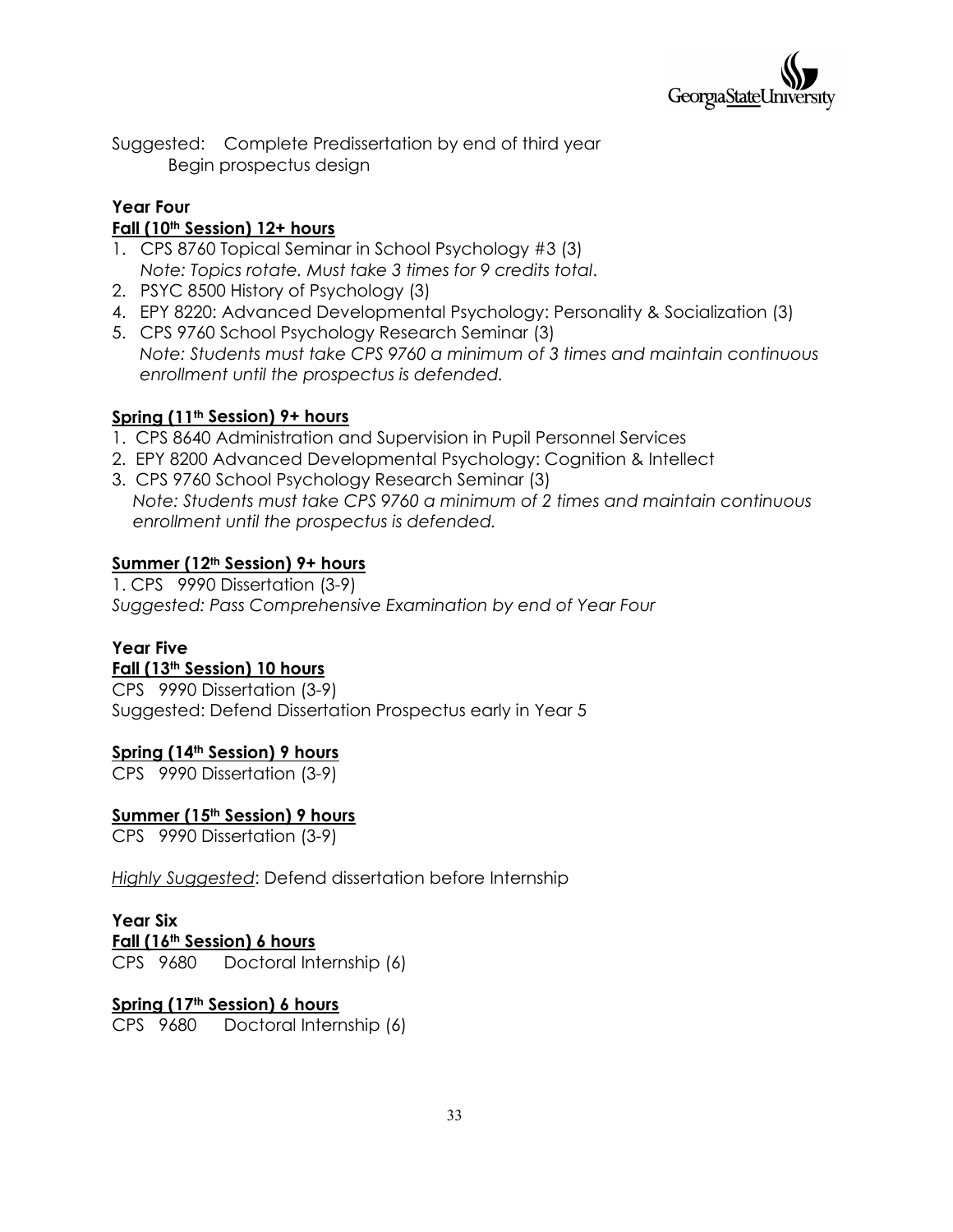Suggested: Complete Predissertation by end of third year
Begin prospectus design

**Year Four**

**Fall (10th Session) 12+ hours**

1. CPS 8760 Topical Seminar in School Psychology #3 (3)
   *Note: Topics rotate. Must take 3 times for 9 credits total*.
2. PSYC 8500 History of Psychology (3)
4. EPY 8220: Advanced Developmental Psychology: Personality & Socialization (3)
5. CPS 9760 School Psychology Research Seminar (3)
   *Note: Students must take CPS 9760 a minimum of 3 times and maintain continuous enrollment until the prospectus is defended.*

**Spring (11th Session) 9+ hours**

1. CPS 8640 Administration and Supervision in Pupil Personnel Services
2. EPY 8200 Advanced Developmental Psychology: Cognition & Intellect
3. CPS 9760 School Psychology Research Seminar (3)
   *Note: Students must take CPS 9760 a minimum of 2 times and maintain continuous enrollment until the prospectus is defended.*

**Summer (12th Session) 9+ hours**

1. CPS 9990 Dissertation (3-9)
*Suggested: Pass Comprehensive Examination by end of Year Four*

**Year Five**

**Fall (13th Session) 10 hours**

CPS 9990 Dissertation (3-9)
Suggested: Defend Dissertation Prospectus early in Year 5

**Spring (14th Session) 9 hours**

CPS 9990 Dissertation (3-9)

**Summer (15th Session) 9 hours**

CPS 9990 Dissertation (3-9)

*Highly Suggested*: Defend dissertation before Internship

**Year Six**

**Fall (16th Session) 6 hours**

CPS 9680 Doctoral Internship (6)

**Spring (17th Session) 6 hours**

CPS 9680 Doctoral Internship (6)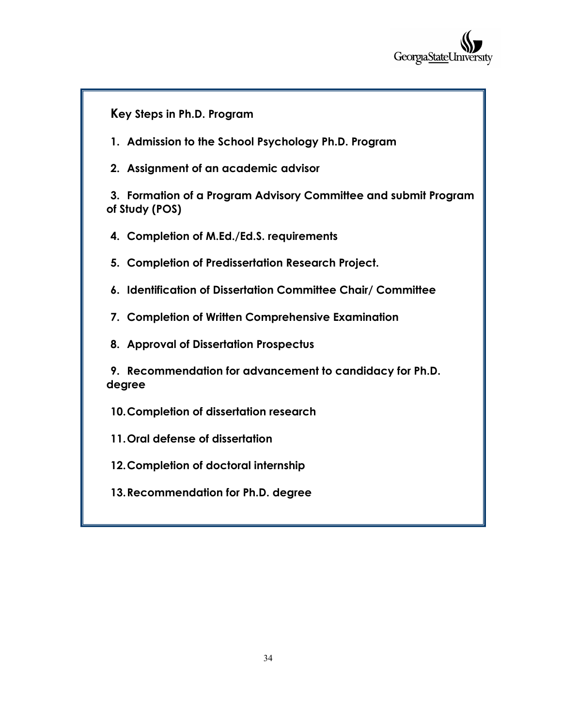## Key Steps in Ph.D. Program

1. **Admission to the School Psychology Ph.D. Program**
2. **Assignment of an academic advisor**
3. **Formation of a Program Advisory Committee and submit Program of Study (POS)**
4. **Completion of M.Ed./Ed.S. requirements**
5. **Completion of Predissertation Research Project.**
6. **Identification of Dissertation Committee Chair/ Committee**
7. **Completion of Written Comprehensive Examination**
8. **Approval of Dissertation Prospectus**
9. **Recommendation for advancement to candidacy for Ph.D. degree**
10. **Completion of dissertation research**
11. **Oral defense of dissertation**
12. **Completion of doctoral internship**
13. **Recommendation for Ph.D. degree**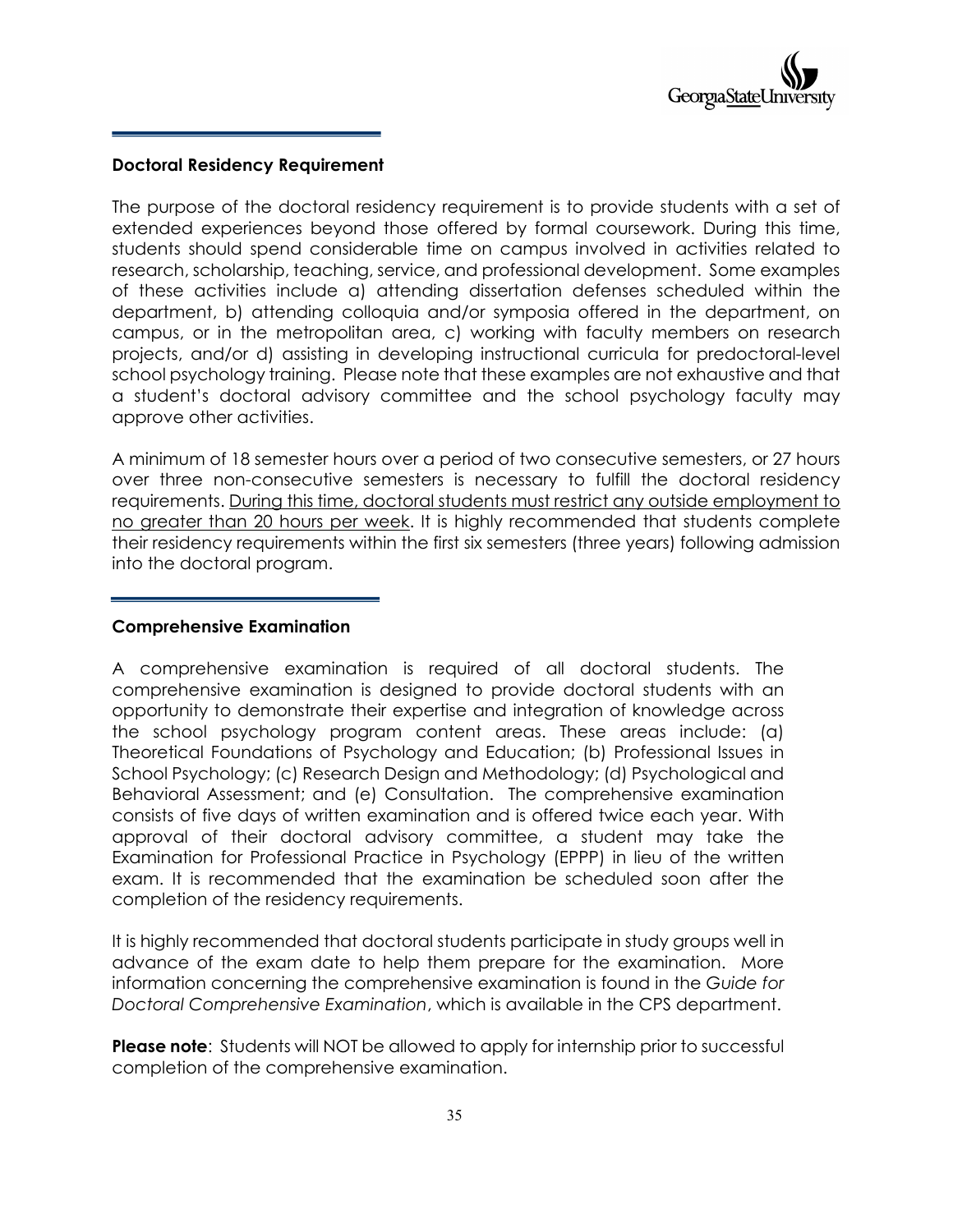## Doctoral Residency Requirement

The purpose of the doctoral residency requirement is to provide students with a set of extended experiences beyond those offered by formal coursework. During this time, students should spend considerable time on campus involved in activities related to research, scholarship, teaching, service, and professional development. Some examples of these activities include a) attending dissertation defenses scheduled within the department, b) attending colloquia and/or symposia offered in the department, on campus, or in the metropolitan area, c) working with faculty members on research projects, and/or d) assisting in developing instructional curricula for predoctoral-level school psychology training. Please note that these examples are not exhaustive and that a student's doctoral advisory committee and the school psychology faculty may approve other activities.

A minimum of 18 semester hours over a period of two consecutive semesters, or 27 hours over three non-consecutive semesters is necessary to fulfill the doctoral residency requirements. <u>During this time, doctoral students must restrict any outside employment to no greater than 20 hours per week</u>. It is highly recommended that students complete their residency requirements within the first six semesters (three years) following admission into the doctoral program.

## Comprehensive Examination

A comprehensive examination is required of all doctoral students. The comprehensive examination is designed to provide doctoral students with an opportunity to demonstrate their expertise and integration of knowledge across the school psychology program content areas. These areas include: (a) Theoretical Foundations of Psychology and Education; (b) Professional Issues in School Psychology; (c) Research Design and Methodology; (d) Psychological and Behavioral Assessment; and (e) Consultation. The comprehensive examination consists of five days of written examination and is offered twice each year. With approval of their doctoral advisory committee, a student may take the Examination for Professional Practice in Psychology (EPPP) in lieu of the written exam. It is recommended that the examination be scheduled soon after the completion of the residency requirements.

It is highly recommended that doctoral students participate in study groups well in advance of the exam date to help them prepare for the examination. More information concerning the comprehensive examination is found in the *Guide for Doctoral Comprehensive Examination*, which is available in the CPS department.

**Please note**: Students will NOT be allowed to apply for internship prior to successful completion of the comprehensive examination.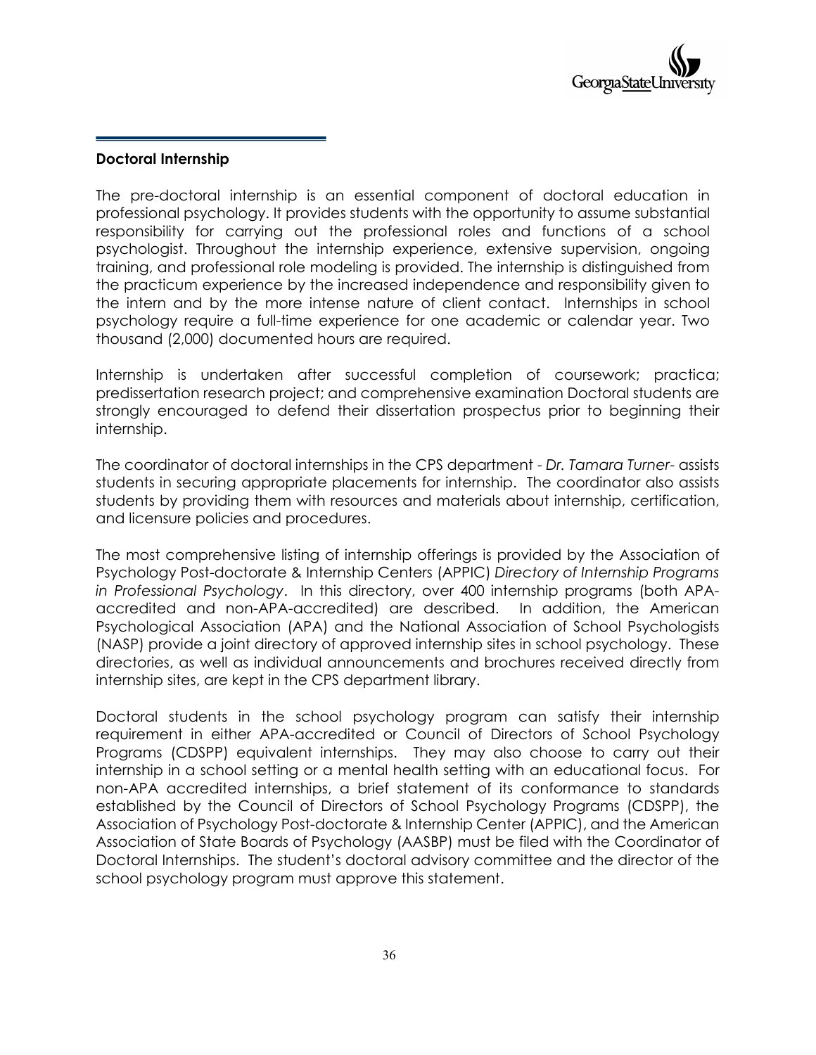## Doctoral Internship

The pre-doctoral internship is an essential component of doctoral education in professional psychology. It provides students with the opportunity to assume substantial responsibility for carrying out the professional roles and functions of a school psychologist. Throughout the internship experience, extensive supervision, ongoing training, and professional role modeling is provided. The internship is distinguished from the practicum experience by the increased independence and responsibility given to the intern and by the more intense nature of client contact. Internships in school psychology require a full-time experience for one academic or calendar year. Two thousand (2,000) documented hours are required.

Internship is undertaken after successful completion of coursework; practica; predissertation research project; and comprehensive examination Doctoral students are strongly encouraged to defend their dissertation prospectus prior to beginning their internship.

The coordinator of doctoral internships in the CPS department - *Dr. Tamara Turner*- assists students in securing appropriate placements for internship. The coordinator also assists students by providing them with resources and materials about internship, certification, and licensure policies and procedures.

The most comprehensive listing of internship offerings is provided by the Association of Psychology Post-doctorate & Internship Centers (APPIC) *Directory of Internship Programs in Professional Psychology*. In this directory, over 400 internship programs (both APA-accredited and non-APA-accredited) are described. In addition, the American Psychological Association (APA) and the National Association of School Psychologists (NASP) provide a joint directory of approved internship sites in school psychology. These directories, as well as individual announcements and brochures received directly from internship sites, are kept in the CPS department library.

Doctoral students in the school psychology program can satisfy their internship requirement in either APA-accredited or Council of Directors of School Psychology Programs (CDSPP) equivalent internships. They may also choose to carry out their internship in a school setting or a mental health setting with an educational focus. For non-APA accredited internships, a brief statement of its conformance to standards established by the Council of Directors of School Psychology Programs (CDSPP), the Association of Psychology Post-doctorate & Internship Center (APPIC), and the American Association of State Boards of Psychology (AASBP) must be filed with the Coordinator of Doctoral Internships. The student's doctoral advisory committee and the director of the school psychology program must approve this statement.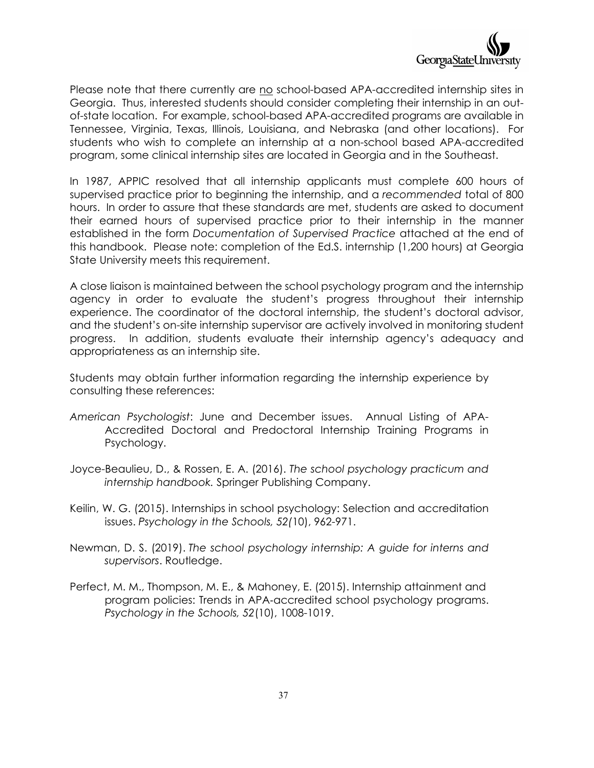Please note that there currently are no school-based APA-accredited internship sites in Georgia. Thus, interested students should consider completing their internship in an out-of-state location. For example, school-based APA-accredited programs are available in Tennessee, Virginia, Texas, Illinois, Louisiana, and Nebraska (and other locations). For students who wish to complete an internship at a non-school based APA-accredited program, some clinical internship sites are located in Georgia and in the Southeast.

In 1987, APPIC resolved that all internship applicants must complete 600 hours of supervised practice prior to beginning the internship, and a *recommended* total of 800 hours. In order to assure that these standards are met, students are asked to document their earned hours of supervised practice prior to their internship in the manner established in the form *Documentation of Supervised Practice* attached at the end of this handbook. Please note: completion of the Ed.S. internship (1,200 hours) at Georgia State University meets this requirement.

A close liaison is maintained between the school psychology program and the internship agency in order to evaluate the student's progress throughout their internship experience. The coordinator of the doctoral internship, the student's doctoral advisor, and the student's on-site internship supervisor are actively involved in monitoring student progress. In addition, students evaluate their internship agency's adequacy and appropriateness as an internship site.

Students may obtain further information regarding the internship experience by consulting these references:

*American Psychologist*: June and December issues. Annual Listing of APA-Accredited Doctoral and Predoctoral Internship Training Programs in Psychology.

Joyce-Beaulieu, D., & Rossen, E. A. (2016). *The school psychology practicum and internship handbook.* Springer Publishing Company.

Keilin, W. G. (2015). Internships in school psychology: Selection and accreditation issues. *Psychology in the Schools, 52(*10), 962-971.

Newman, D. S. (2019). *The school psychology internship: A guide for interns and supervisors*. Routledge.

Perfect, M. M., Thompson, M. E., & Mahoney, E. (2015). Internship attainment and program policies: Trends in APA-accredited school psychology programs. *Psychology in the Schools, 52*(10), 1008-1019.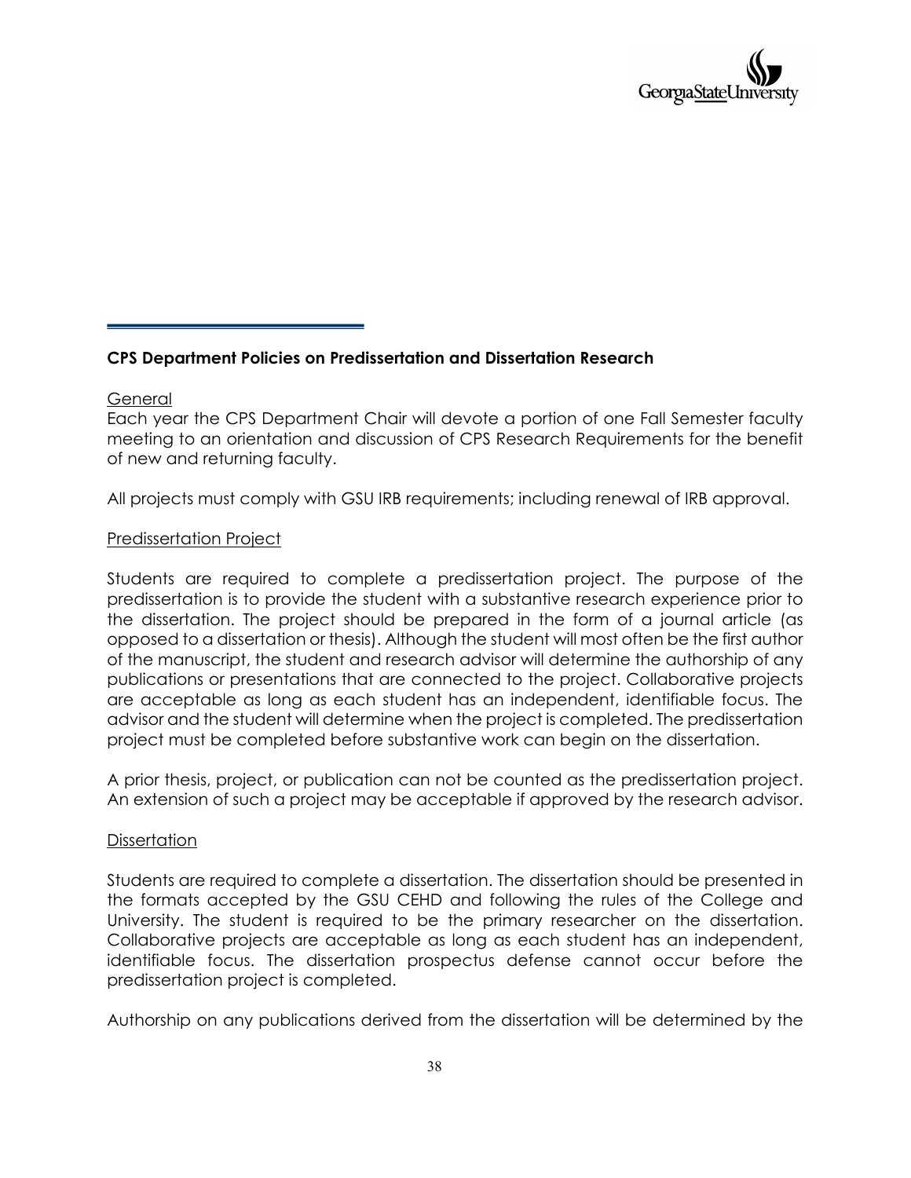**CPS Department Policies on Predissertation and Dissertation Research**

General

Each year the CPS Department Chair will devote a portion of one Fall Semester faculty meeting to an orientation and discussion of CPS Research Requirements for the benefit of new and returning faculty.

All projects must comply with GSU IRB requirements; including renewal of IRB approval.

Predissertation Project

Students are required to complete a predissertation project. The purpose of the predissertation is to provide the student with a substantive research experience prior to the dissertation. The project should be prepared in the form of a journal article (as opposed to a dissertation or thesis). Although the student will most often be the first author of the manuscript, the student and research advisor will determine the authorship of any publications or presentations that are connected to the project. Collaborative projects are acceptable as long as each student has an independent, identifiable focus. The advisor and the student will determine when the project is completed. The predissertation project must be completed before substantive work can begin on the dissertation.

A prior thesis, project, or publication can not be counted as the predissertation project. An extension of such a project may be acceptable if approved by the research advisor.

Dissertation

Students are required to complete a dissertation. The dissertation should be presented in the formats accepted by the GSU CEHD and following the rules of the College and University. The student is required to be the primary researcher on the dissertation. Collaborative projects are acceptable as long as each student has an independent, identifiable focus. The dissertation prospectus defense cannot occur before the predissertation project is completed.

Authorship on any publications derived from the dissertation will be determined by the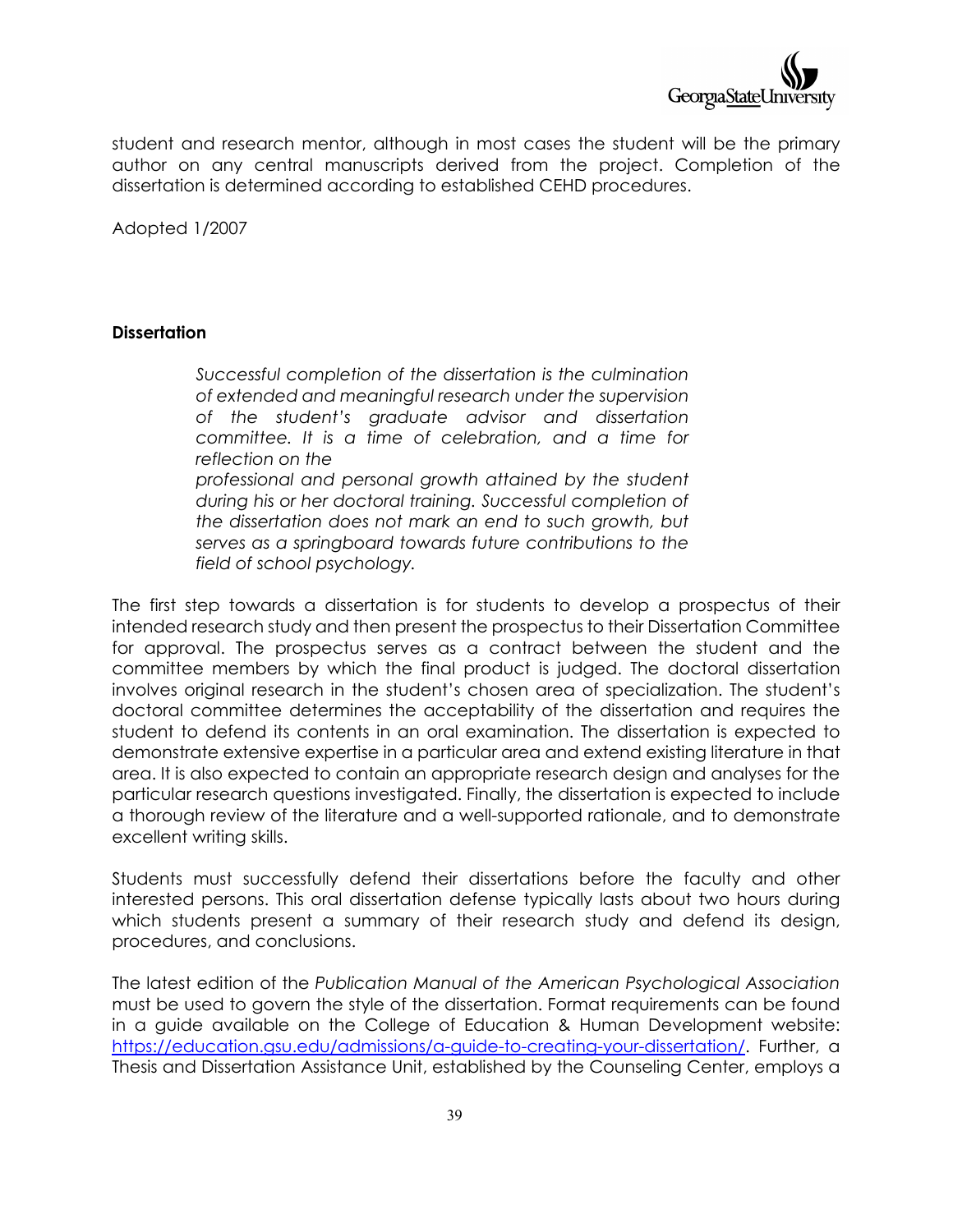student and research mentor, although in most cases the student will be the primary author on any central manuscripts derived from the project. Completion of the dissertation is determined according to established CEHD procedures.

Adopted 1/2007

**Dissertation**

> *Successful completion of the dissertation is the culmination of extended and meaningful research under the supervision of the student's graduate advisor and dissertation committee. It is a time of celebration, and a time for reflection on the professional and personal growth attained by the student during his or her doctoral training. Successful completion of the dissertation does not mark an end to such growth, but serves as a springboard towards future contributions to the field of school psychology.*

The first step towards a dissertation is for students to develop a prospectus of their intended research study and then present the prospectus to their Dissertation Committee for approval. The prospectus serves as a contract between the student and the committee members by which the final product is judged. The doctoral dissertation involves original research in the student's chosen area of specialization. The student's doctoral committee determines the acceptability of the dissertation and requires the student to defend its contents in an oral examination. The dissertation is expected to demonstrate extensive expertise in a particular area and extend existing literature in that area. It is also expected to contain an appropriate research design and analyses for the particular research questions investigated. Finally, the dissertation is expected to include a thorough review of the literature and a well-supported rationale, and to demonstrate excellent writing skills.

Students must successfully defend their dissertations before the faculty and other interested persons. This oral dissertation defense typically lasts about two hours during which students present a summary of their research study and defend its design, procedures, and conclusions.

The latest edition of the *Publication Manual of the American Psychological Association* must be used to govern the style of the dissertation. Format requirements can be found in a guide available on the College of Education & Human Development website: [https://education.gsu.edu/admissions/a-guide-to-creating-your-dissertation/](https://education.gsu.edu/admissions/a-guide-to-creating-your-dissertation/). Further, a Thesis and Dissertation Assistance Unit, established by the Counseling Center, employs a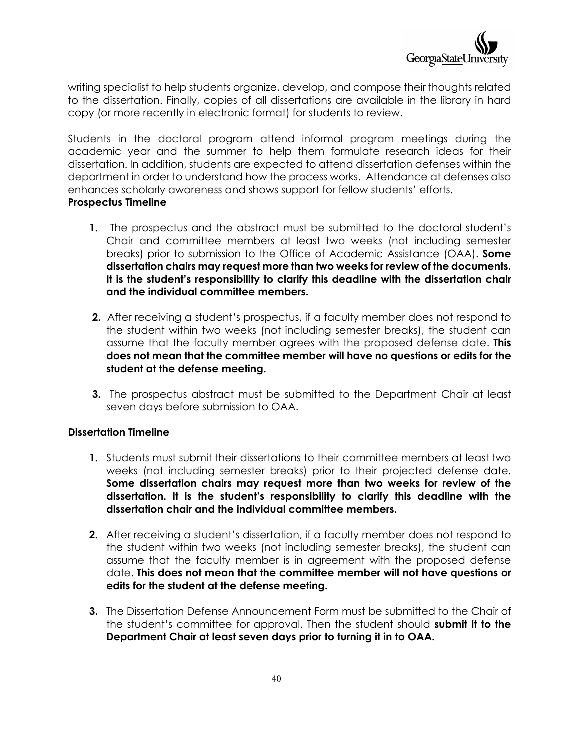writing specialist to help students organize, develop, and compose their thoughts related to the dissertation. Finally, copies of all dissertations are available in the library in hard copy (or more recently in electronic format) for students to review.

Students in the doctoral program attend informal program meetings during the academic year and the summer to help them formulate research ideas for their dissertation. In addition, students are expected to attend dissertation defenses within the department in order to understand how the process works. Attendance at defenses also enhances scholarly awareness and shows support for fellow students' efforts.

**Prospectus Timeline**

1. The prospectus and the abstract must be submitted to the doctoral student's Chair and committee members at least two weeks (not including semester breaks) prior to submission to the Office of Academic Assistance (OAA). **Some dissertation chairs may request more than two weeks for review of the documents. It is the student's responsibility to clarify this deadline with the dissertation chair and the individual committee members.**

2. After receiving a student's prospectus, if a faculty member does not respond to the student within two weeks (not including semester breaks), the student can assume that the faculty member agrees with the proposed defense date. **This does not mean that the committee member will have no questions or edits for the student at the defense meeting.**

3. The prospectus abstract must be submitted to the Department Chair at least seven days before submission to OAA.

**Dissertation Timeline**

1. Students must submit their dissertations to their committee members at least two weeks (not including semester breaks) prior to their projected defense date. **Some dissertation chairs may request more than two weeks for review of the dissertation. It is the student's responsibility to clarify this deadline with the dissertation chair and the individual committee members.**

2. After receiving a student's dissertation, if a faculty member does not respond to the student within two weeks (not including semester breaks), the student can assume that the faculty member is in agreement with the proposed defense date. **This does not mean that the committee member will not have questions or edits for the student at the defense meeting.**

3. The Dissertation Defense Announcement Form must be submitted to the Chair of the student's committee for approval. Then the student should **submit it to the Department Chair at least seven days prior to turning it in to OAA.**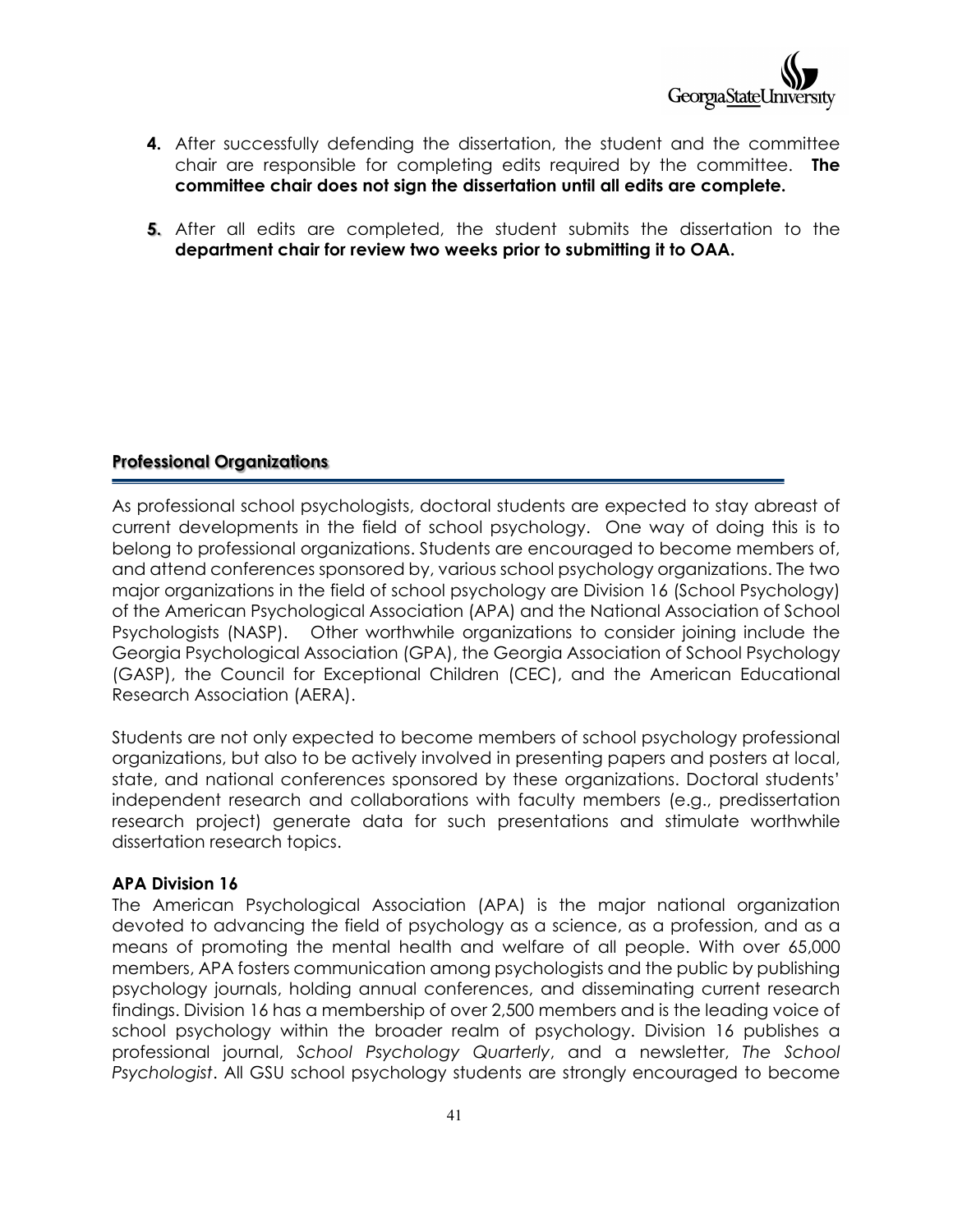4. After successfully defending the dissertation, the student and the committee chair are responsible for completing edits required by the committee. **The committee chair does not sign the dissertation until all edits are complete.**

5. After all edits are completed, the student submits the dissertation to the **department chair for review two weeks prior to submitting it to OAA.**

## Professional Organizations

As professional school psychologists, doctoral students are expected to stay abreast of current developments in the field of school psychology. One way of doing this is to belong to professional organizations. Students are encouraged to become members of, and attend conferences sponsored by, various school psychology organizations. The two major organizations in the field of school psychology are Division 16 (School Psychology) of the American Psychological Association (APA) and the National Association of School Psychologists (NASP). Other worthwhile organizations to consider joining include the Georgia Psychological Association (GPA), the Georgia Association of School Psychology (GASP), the Council for Exceptional Children (CEC), and the American Educational Research Association (AERA).

Students are not only expected to become members of school psychology professional organizations, but also to be actively involved in presenting papers and posters at local, state, and national conferences sponsored by these organizations. Doctoral students' independent research and collaborations with faculty members (e.g., predissertation research project) generate data for such presentations and stimulate worthwhile dissertation research topics.

### APA Division 16

The American Psychological Association (APA) is the major national organization devoted to advancing the field of psychology as a science, as a profession, and as a means of promoting the mental health and welfare of all people. With over 65,000 members, APA fosters communication among psychologists and the public by publishing psychology journals, holding annual conferences, and disseminating current research findings. Division 16 has a membership of over 2,500 members and is the leading voice of school psychology within the broader realm of psychology. Division 16 publishes a professional journal, *School Psychology Quarterly*, and a newsletter, *The School Psychologist*. All GSU school psychology students are strongly encouraged to become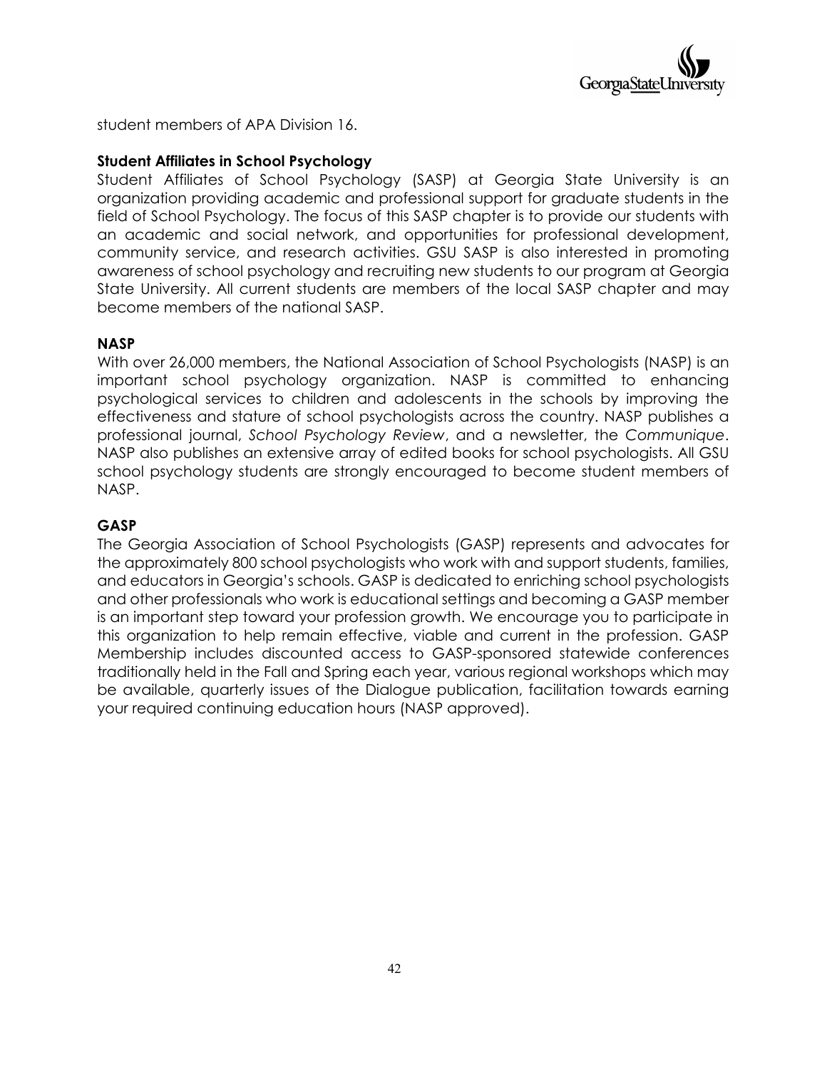student members of APA Division 16.

**Student Affiliates in School Psychology**

Student Affiliates of School Psychology (SASP) at Georgia State University is an organization providing academic and professional support for graduate students in the field of School Psychology. The focus of this SASP chapter is to provide our students with an academic and social network, and opportunities for professional development, community service, and research activities. GSU SASP is also interested in promoting awareness of school psychology and recruiting new students to our program at Georgia State University. All current students are members of the local SASP chapter and may become members of the national SASP.

**NASP**

With over 26,000 members, the National Association of School Psychologists (NASP) is an important school psychology organization. NASP is committed to enhancing psychological services to children and adolescents in the schools by improving the effectiveness and stature of school psychologists across the country. NASP publishes a professional journal, *School Psychology Review*, and a newsletter, the *Communique*. NASP also publishes an extensive array of edited books for school psychologists. All GSU school psychology students are strongly encouraged to become student members of NASP.

**GASP**

The Georgia Association of School Psychologists (GASP) represents and advocates for the approximately 800 school psychologists who work with and support students, families, and educators in Georgia's schools. GASP is dedicated to enriching school psychologists and other professionals who work is educational settings and becoming a GASP member is an important step toward your profession growth. We encourage you to participate in this organization to help remain effective, viable and current in the profession. GASP Membership includes discounted access to GASP-sponsored statewide conferences traditionally held in the Fall and Spring each year, various regional workshops which may be available, quarterly issues of the Dialogue publication, facilitation towards earning your required continuing education hours (NASP approved).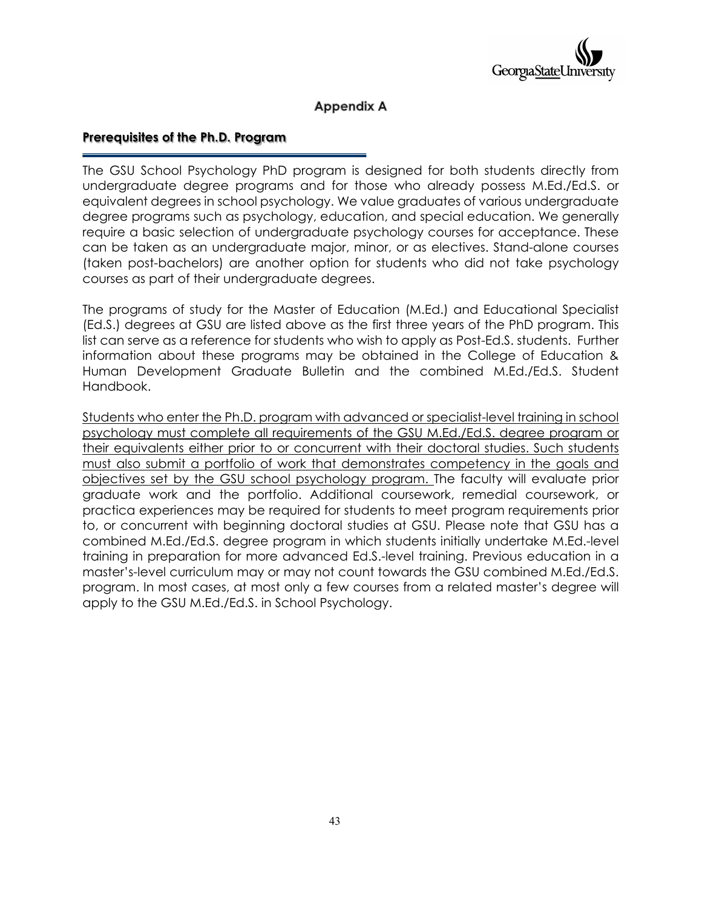# Appendix A

## Prerequisites of the Ph.D. Program

The GSU School Psychology PhD program is designed for both students directly from undergraduate degree programs and for those who already possess M.Ed./Ed.S. or equivalent degrees in school psychology. We value graduates of various undergraduate degree programs such as psychology, education, and special education. We generally require a basic selection of undergraduate psychology courses for acceptance. These can be taken as an undergraduate major, minor, or as electives. Stand-alone courses (taken post-bachelors) are another option for students who did not take psychology courses as part of their undergraduate degrees.

The programs of study for the Master of Education (M.Ed.) and Educational Specialist (Ed.S.) degrees at GSU are listed above as the first three years of the PhD program. This list can serve as a reference for students who wish to apply as Post-Ed.S. students. Further information about these programs may be obtained in the College of Education & Human Development Graduate Bulletin and the combined M.Ed./Ed.S. Student Handbook.

<u>Students who enter the Ph.D. program with advanced or specialist-level training in school psychology must complete all requirements of the GSU M.Ed./Ed.S. degree program or their equivalents either prior to or concurrent with their doctoral studies. Such students must also submit a portfolio of work that demonstrates competency in the goals and objectives set by the GSU school psychology program.</u> The faculty will evaluate prior graduate work and the portfolio. Additional coursework, remedial coursework, or practica experiences may be required for students to meet program requirements prior to, or concurrent with beginning doctoral studies at GSU. Please note that GSU has a combined M.Ed./Ed.S. degree program in which students initially undertake M.Ed.-level training in preparation for more advanced Ed.S.-level training. Previous education in a master's-level curriculum may or may not count towards the GSU combined M.Ed./Ed.S. program. In most cases, at most only a few courses from a related master's degree will apply to the GSU M.Ed./Ed.S. in School Psychology.